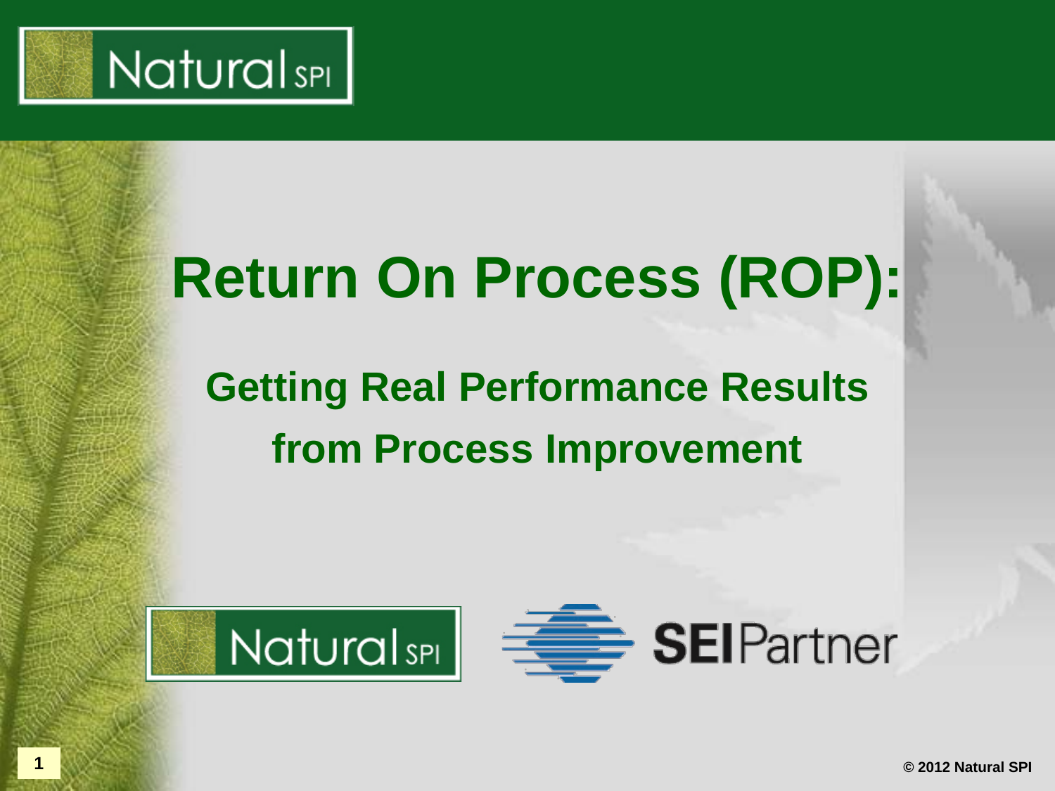# Return On Process (ROP):

## Getting Real Performance Results from Process Improvement

© 2012 Natural SPI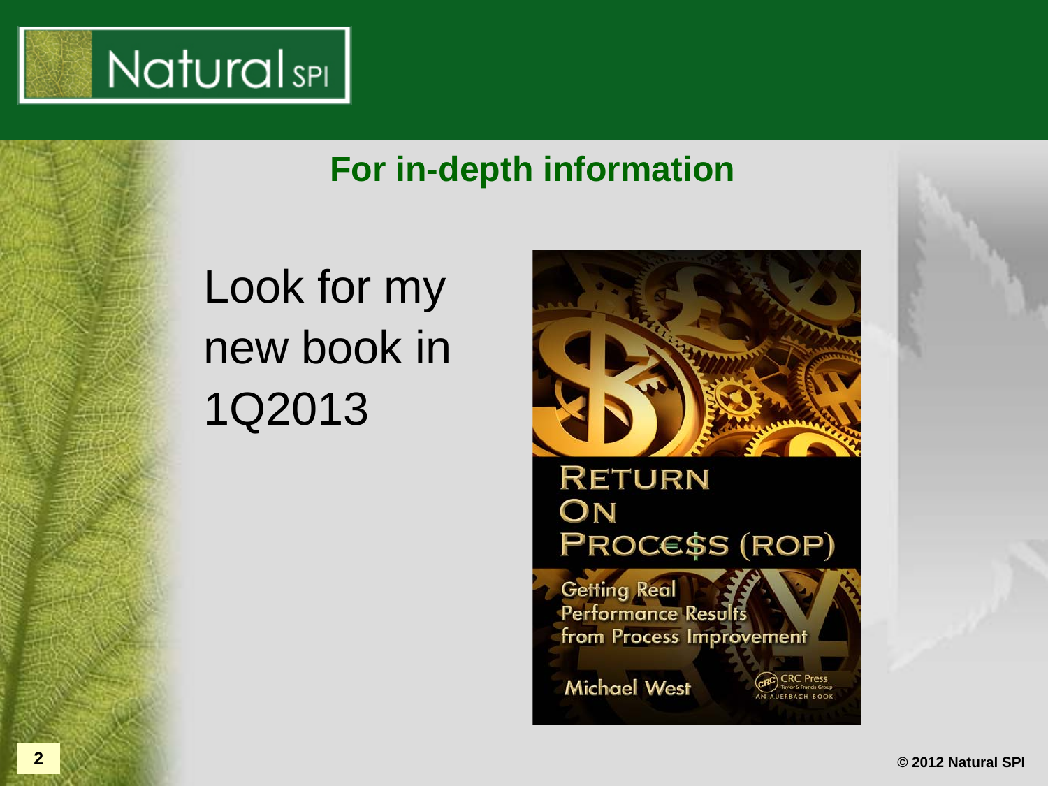## For in-depth information

Look for my new book in 1Q2013

RETURN ON PROCE$S (ROP)

Getting Real Performance Results from Process Improvement

Michael West

CRC Press
Taylor & Francis Group
AN AUERBACH BOOK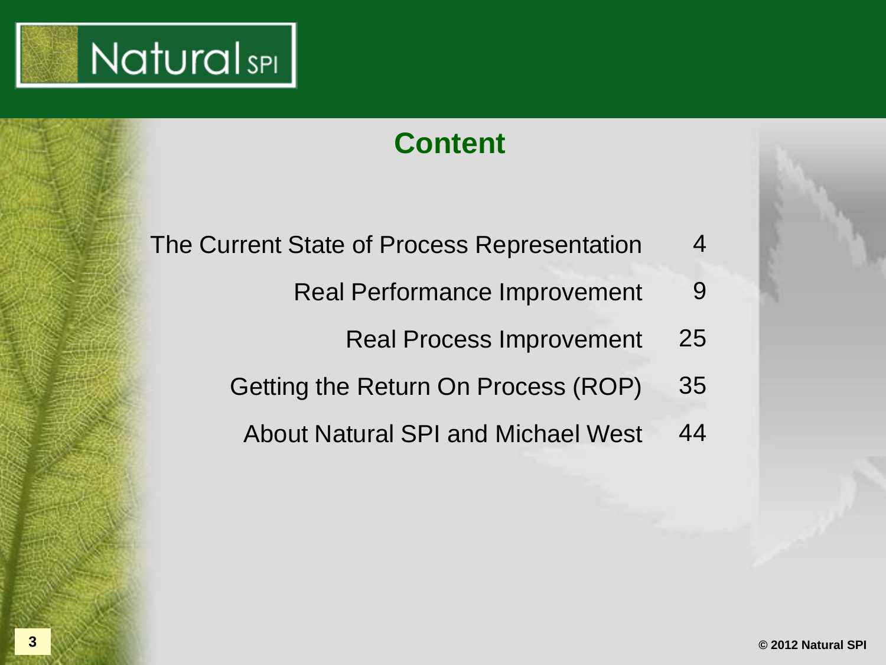# Content

| | |
|---|---|
| The Current State of Process Representation | 4 |
| Real Performance Improvement | 9 |
| Real Process Improvement | 25 |
| Getting the Return On Process (ROP) | 35 |
| About Natural SPI and Michael West | 44 |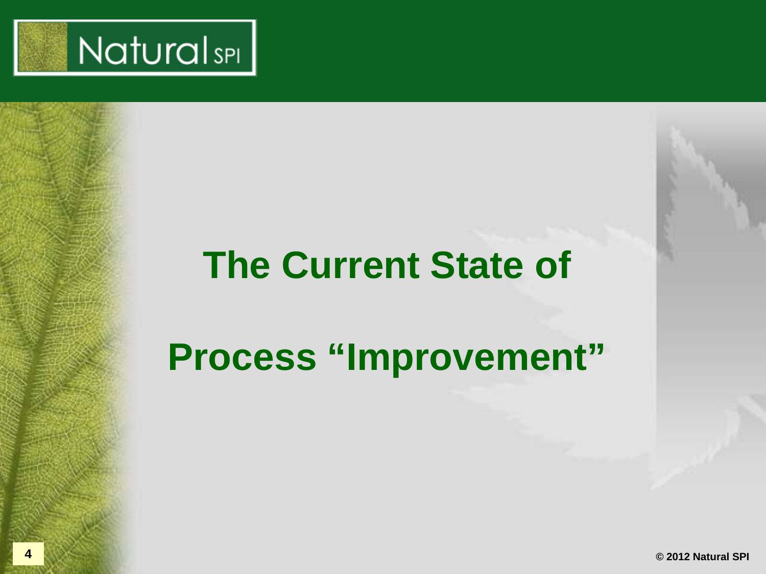# The Current State of Process "Improvement"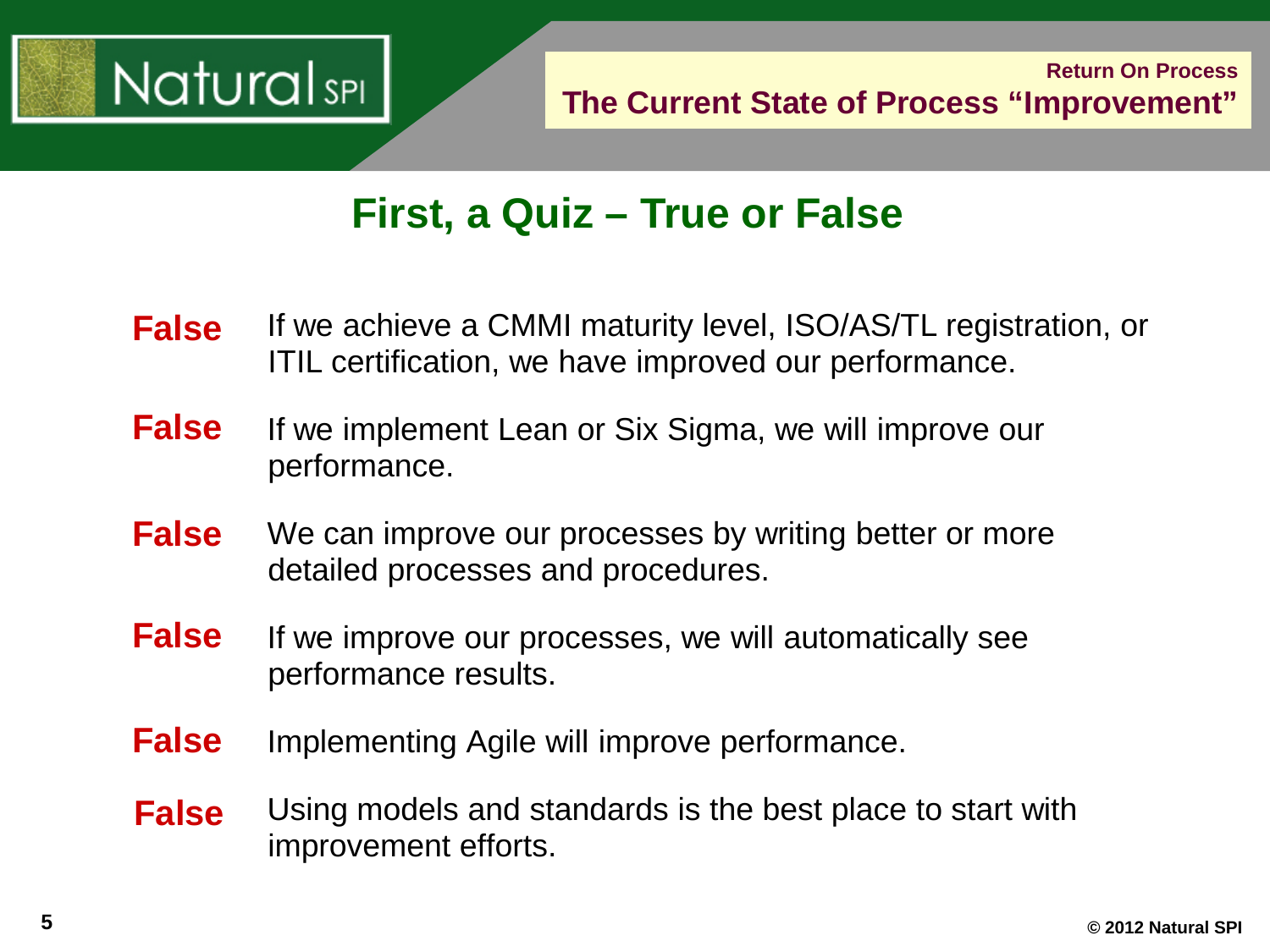# First, a Quiz – True or False

**False** If we achieve a CMMI maturity level, ISO/AS/TL registration, or ITIL certification, we have improved our performance.

**False** If we implement Lean or Six Sigma, we will improve our performance.

**False** We can improve our processes by writing better or more detailed processes and procedures.

**False** If we improve our processes, we will automatically see performance results.

**False** Implementing Agile will improve performance.

**False** Using models and standards is the best place to start with improvement efforts.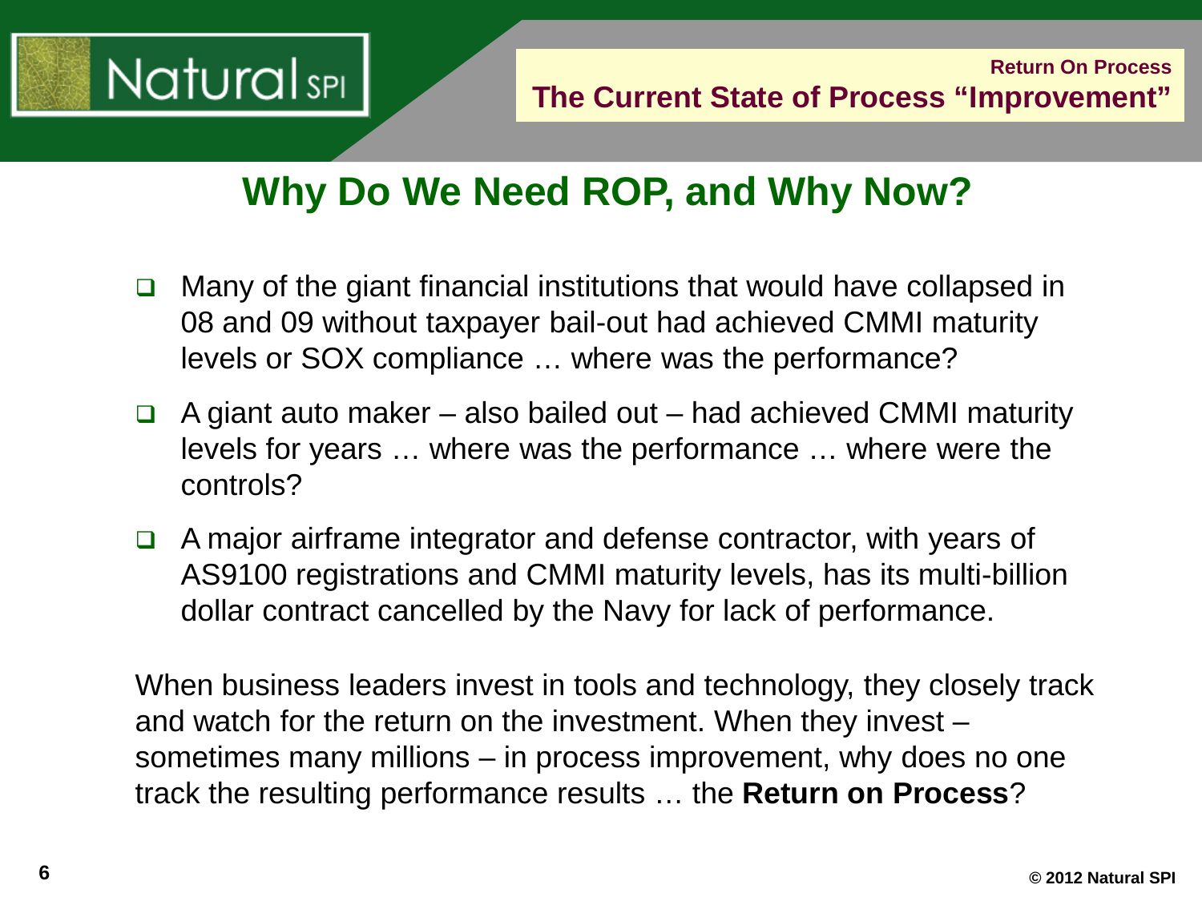## Why Do We Need ROP, and Why Now?

- Many of the giant financial institutions that would have collapsed in 08 and 09 without taxpayer bail-out had achieved CMMI maturity levels or SOX compliance … where was the performance?
- A giant auto maker – also bailed out – had achieved CMMI maturity levels for years … where was the performance … where were the controls?
- A major airframe integrator and defense contractor, with years of AS9100 registrations and CMMI maturity levels, has its multi-billion dollar contract cancelled by the Navy for lack of performance.

When business leaders invest in tools and technology, they closely track and watch for the return on the investment. When they invest – sometimes many millions – in process improvement, why does no one track the resulting performance results … the **Return on Process**?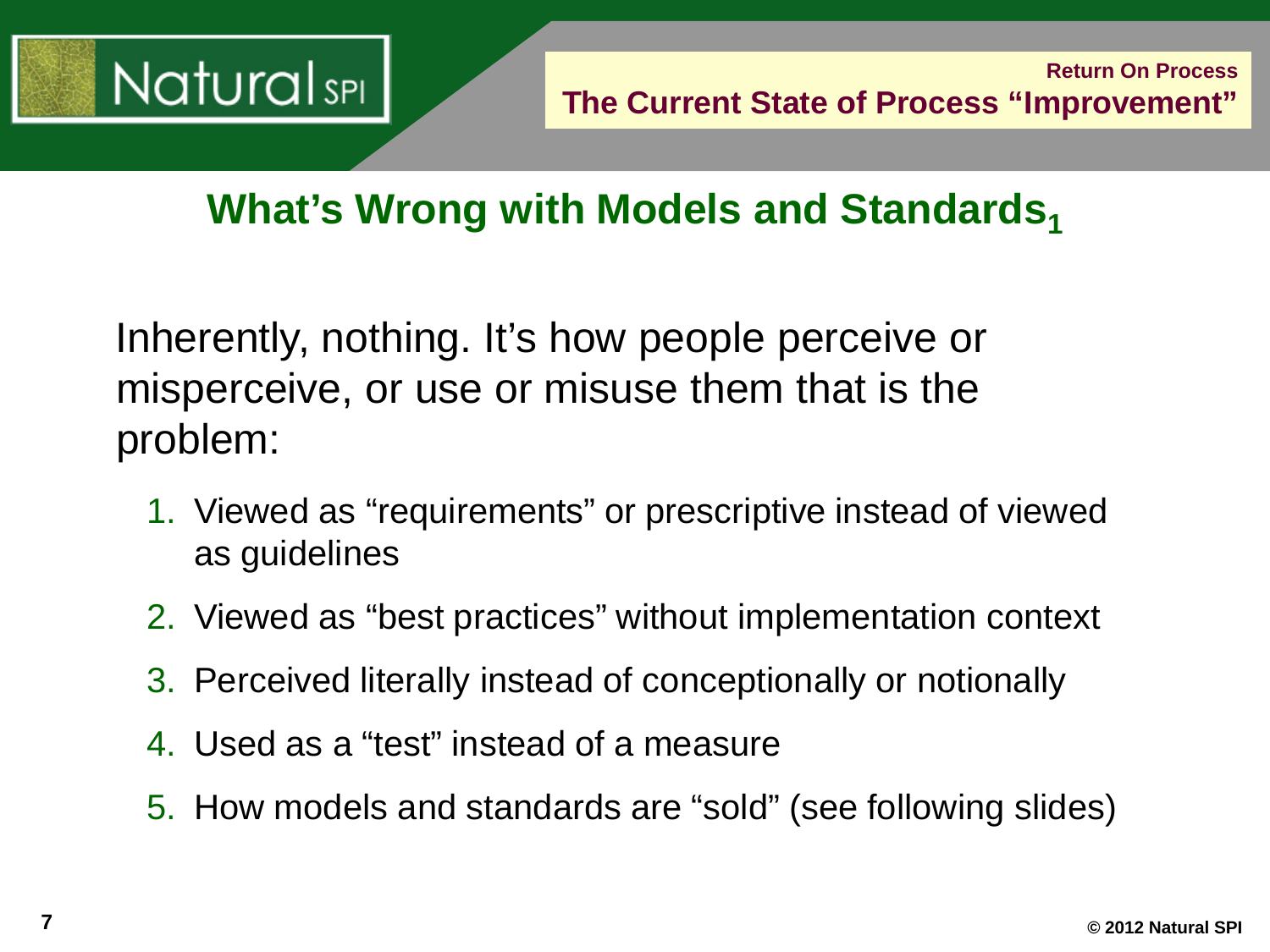## What's Wrong with Models and Standards[1]

Inherently, nothing. It's how people perceive or misperceive, or use or misuse them that is the problem:

1. Viewed as "requirements" or prescriptive instead of viewed as guidelines
2. Viewed as "best practices" without implementation context
3. Perceived literally instead of conceptionally or notionally
4. Used as a "test" instead of a measure
5. How models and standards are "sold" (see following slides)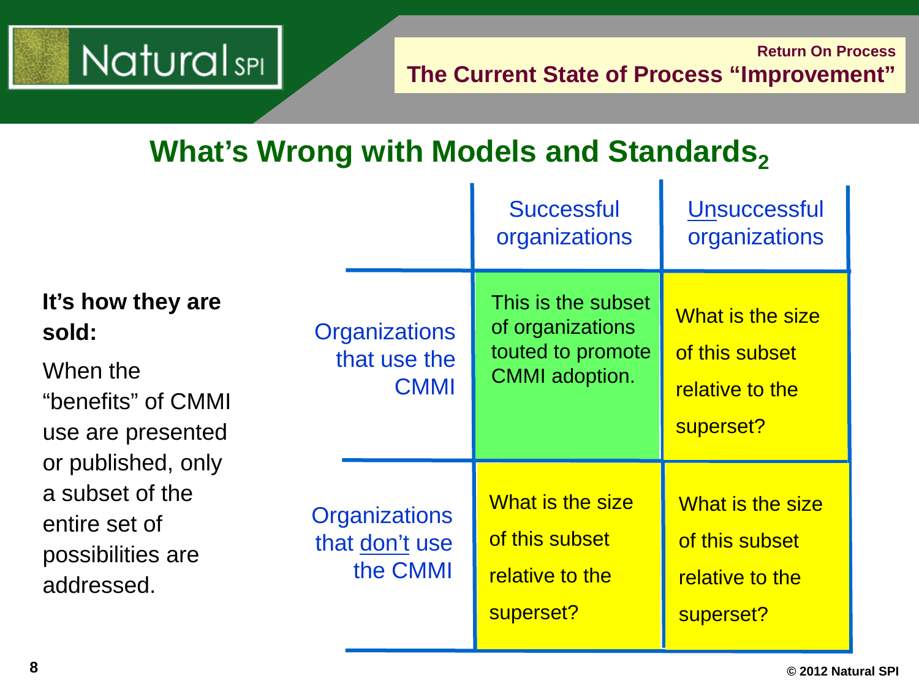## What's Wrong with Models and Standards$_2$

**It's how they are sold:**

When the "benefits" of CMMI use are presented or published, only a subset of the entire set of possibilities are addressed.

| | Successful organizations | Unsuccessful organizations |
|---|---|---|
| Organizations that use the CMMI | This is the subset of organizations touted to promote CMMI adoption. | What is the size of this subset relative to the superset? |
| Organizations that don't use the CMMI | What is the size of this subset relative to the superset? | What is the size of this subset relative to the superset? |

© 2012 Natural SPI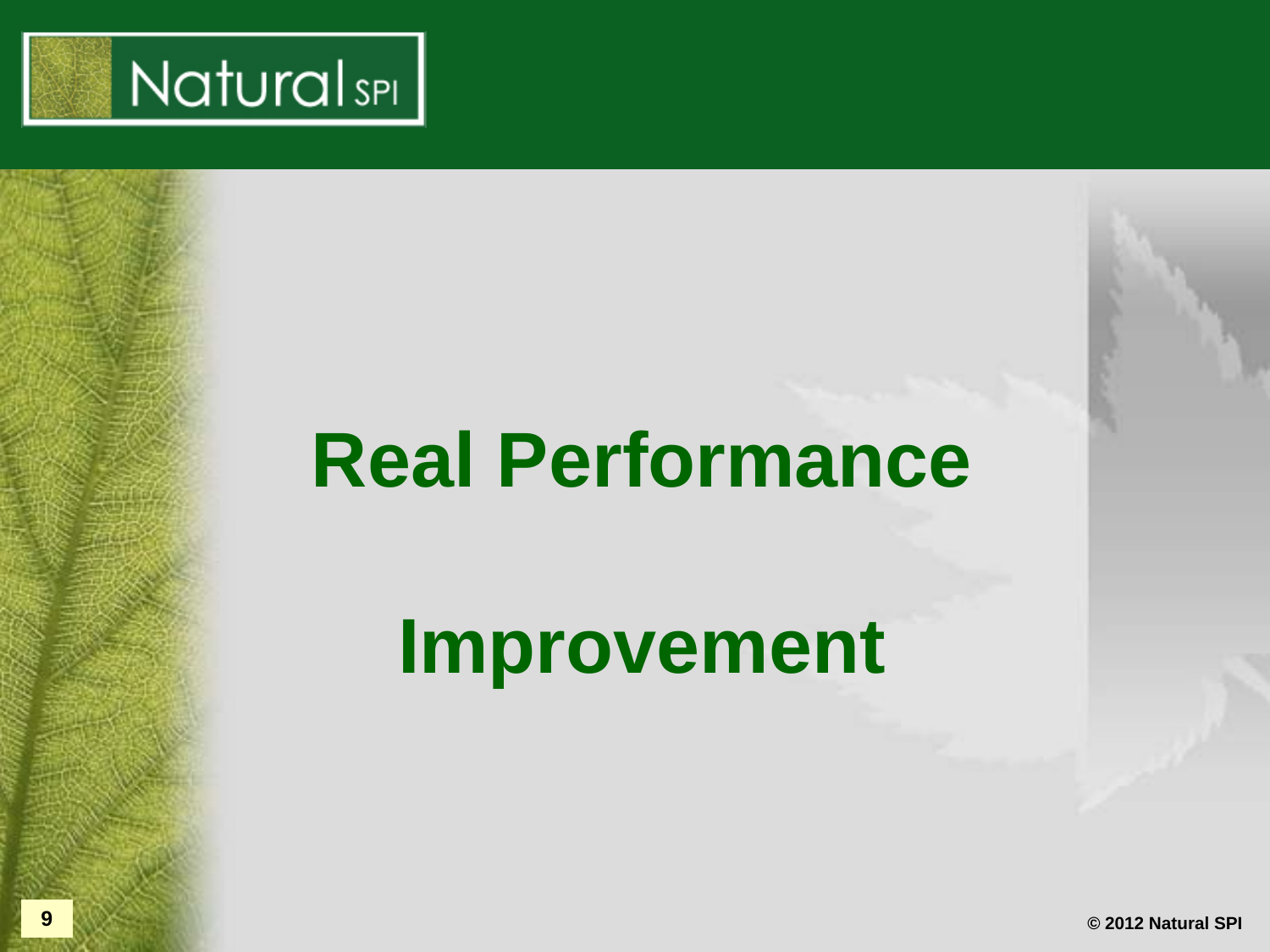# Real Performance Improvement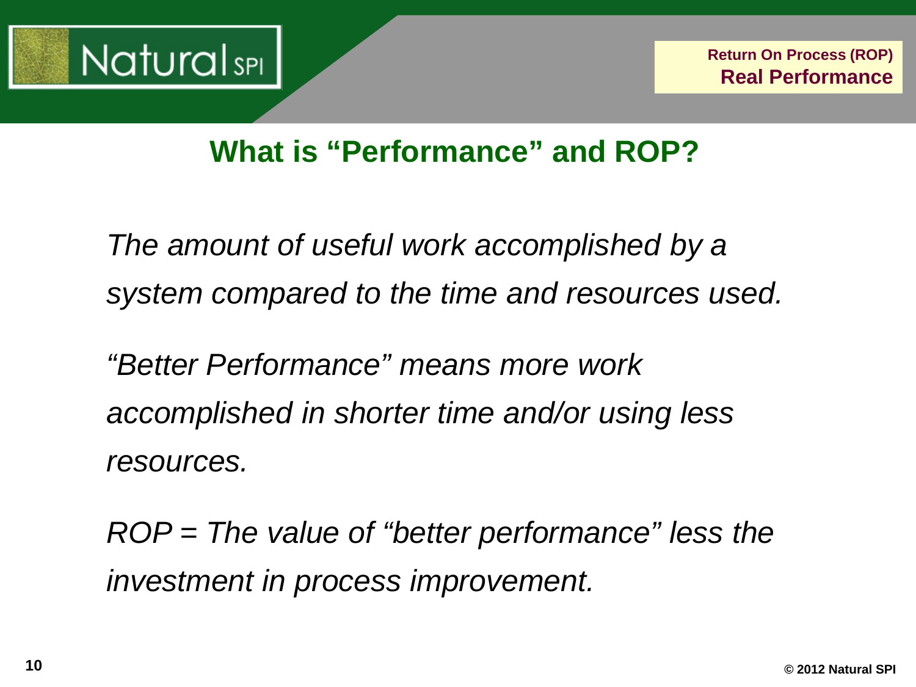## What is "Performance" and ROP?

*The amount of useful work accomplished by a system compared to the time and resources used.*

*"Better Performance" means more work accomplished in shorter time and/or using less resources.*

*ROP = The value of "better performance" less the investment in process improvement.*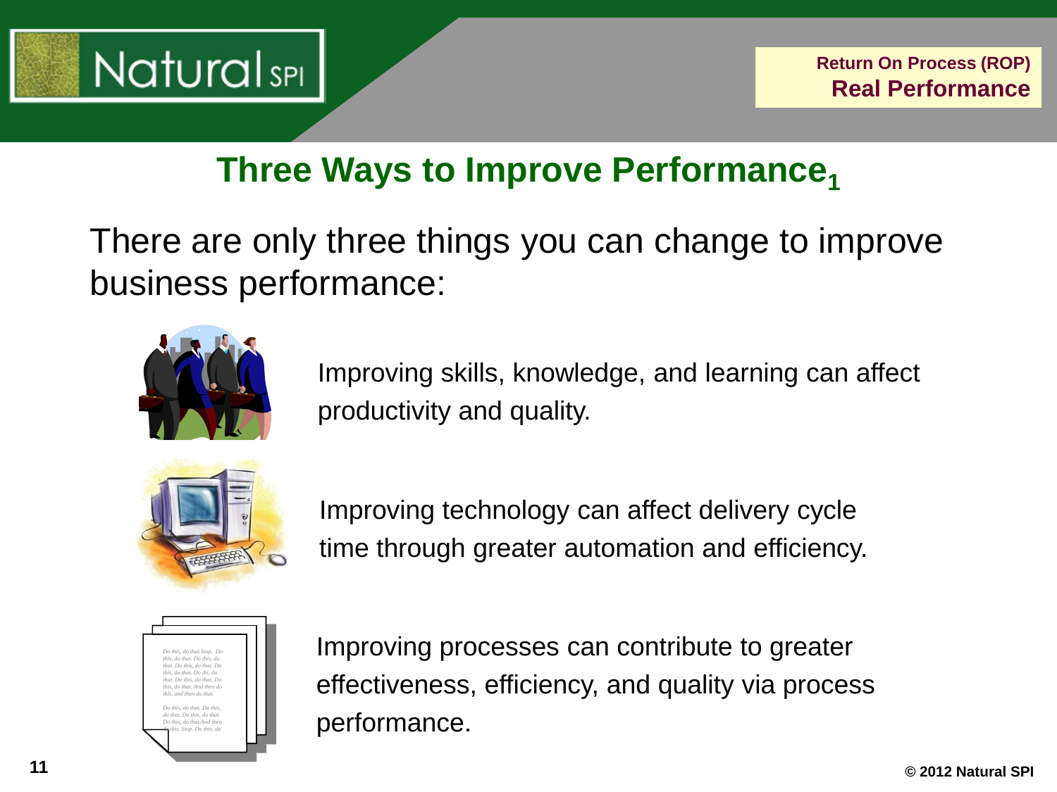# Three Ways to Improve Performance[1]

There are only three things you can change to improve business performance:

Improving skills, knowledge, and learning can affect productivity and quality.

Improving technology can affect delivery cycle time through greater automation and efficiency.

Improving processes can contribute to greater effectiveness, efficiency, and quality via process performance.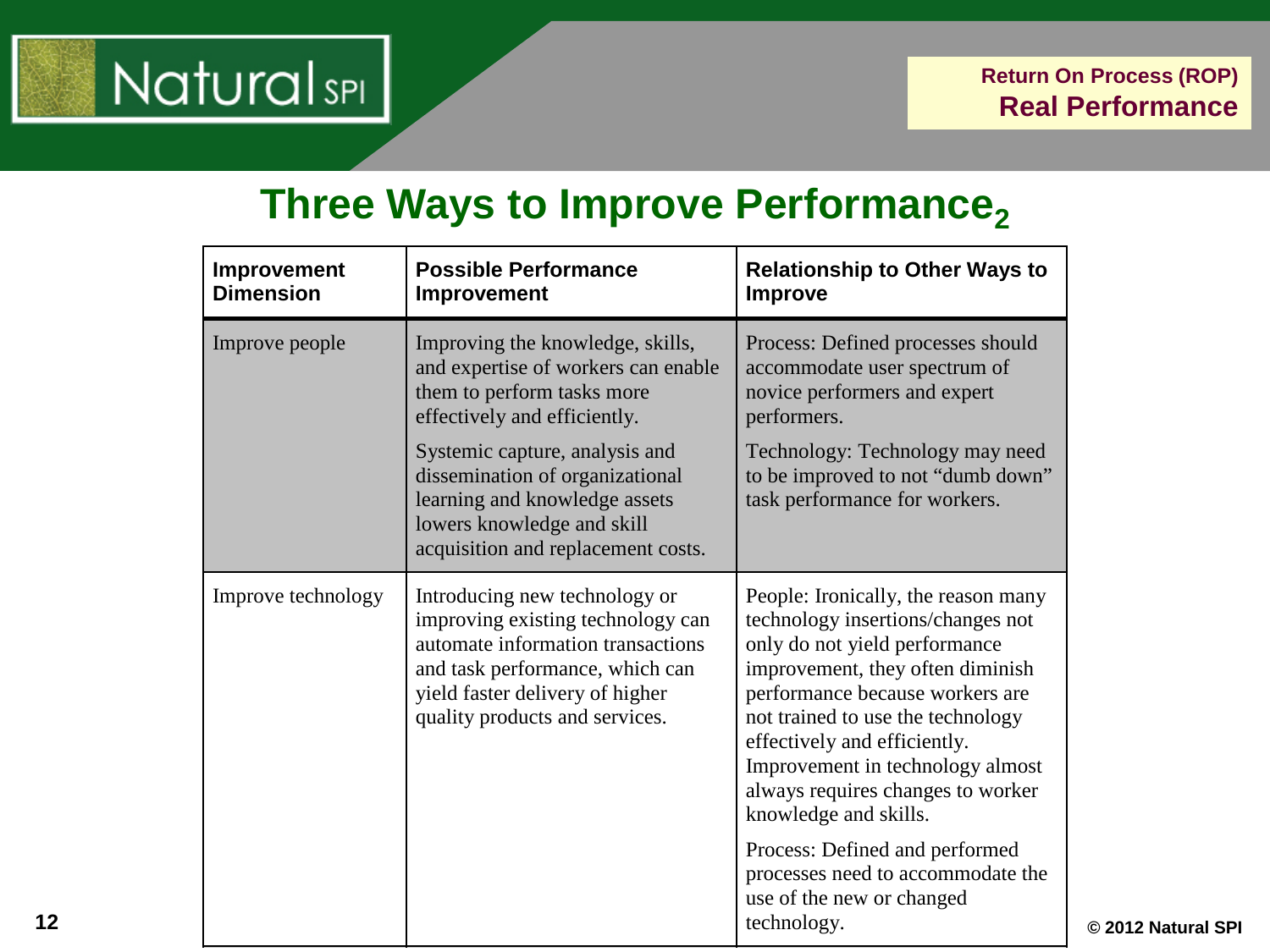# Three Ways to Improve Performance$_2$

| Improvement Dimension | Possible Performance Improvement | Relationship to Other Ways to Improve |
|---|---|---|
| Improve people | Improving the knowledge, skills, and expertise of workers can enable them to perform tasks more effectively and efficiently.<br><br>Systemic capture, analysis and dissemination of organizational learning and knowledge assets lowers knowledge and skill acquisition and replacement costs. | Process: Defined processes should accommodate user spectrum of novice performers and expert performers.<br><br>Technology: Technology may need to be improved to not "dumb down" task performance for workers. |
| Improve technology | Introducing new technology or improving existing technology can automate information transactions and task performance, which can yield faster delivery of higher quality products and services. | People: Ironically, the reason many technology insertions/changes not only do not yield performance improvement, they often diminish performance because workers are not trained to use the technology effectively and efficiently. Improvement in technology almost always requires changes to worker knowledge and skills.<br><br>Process: Defined and performed processes need to accommodate the use of the new or changed technology. |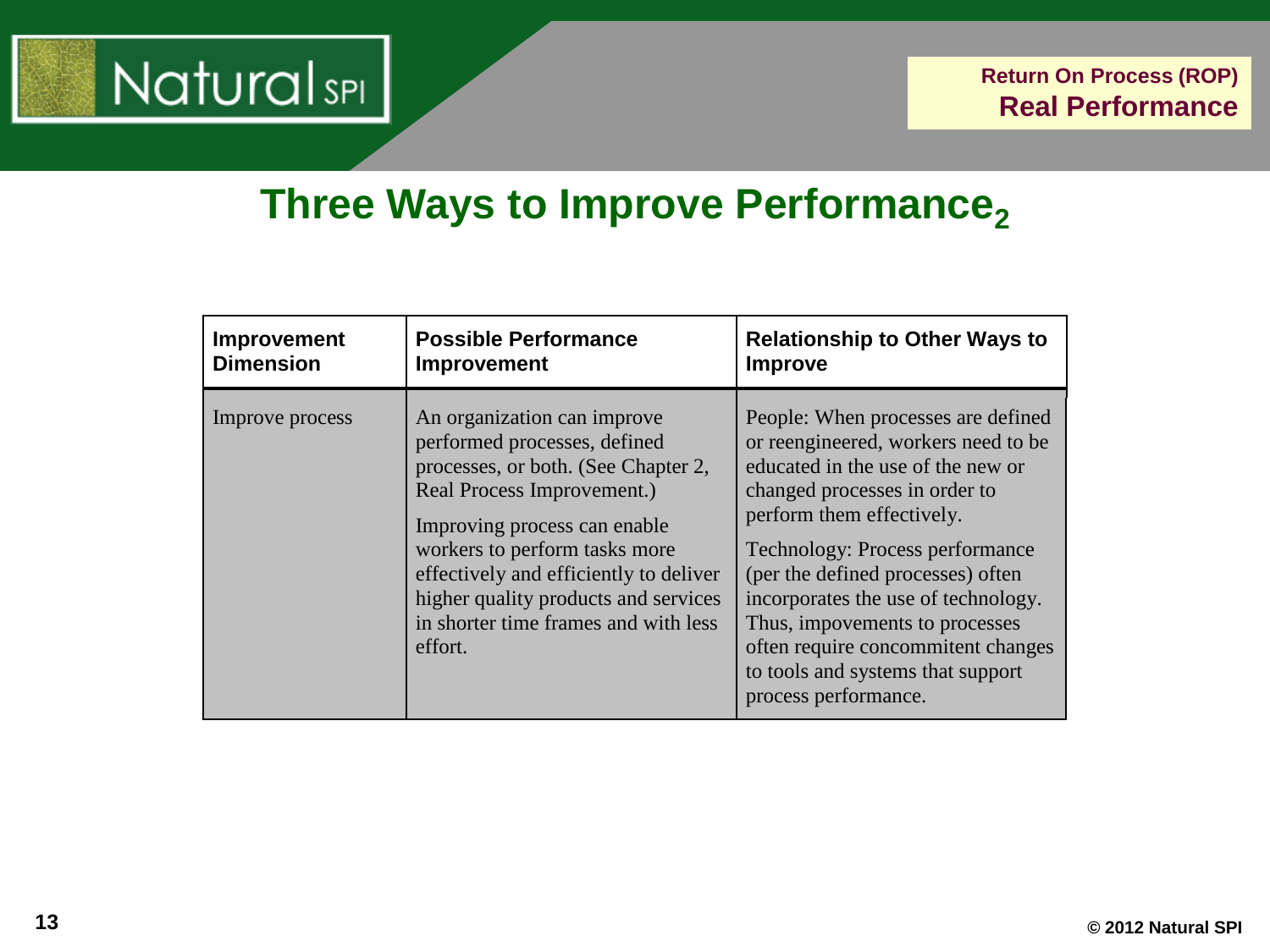# Three Ways to Improve Performance$_2$

| Improvement Dimension | Possible Performance Improvement | Relationship to Other Ways to Improve |
|---|---|---|
| Improve process | An organization can improve performed processes, defined processes, or both. (See Chapter 2, Real Process Improvement.)<br><br>Improving process can enable workers to perform tasks more effectively and efficiently to deliver higher quality products and services in shorter time frames and with less effort. | People: When processes are defined or reengineered, workers need to be educated in the use of the new or changed processes in order to perform them effectively.<br><br>Technology: Process performance (per the defined processes) often incorporates the use of technology. Thus, impovements to processes often require concommitent changes to tools and systems that support process performance. |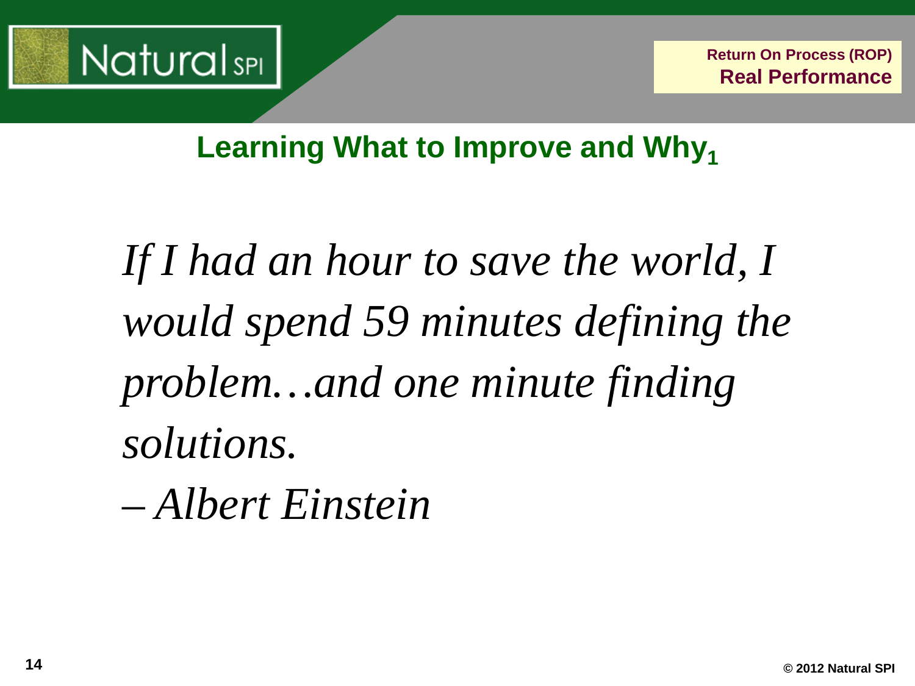## Learning What to Improve and Why[1]

*If I had an hour to save the world, I would spend 59 minutes defining the problem…and one minute finding solutions.*

*– Albert Einstein*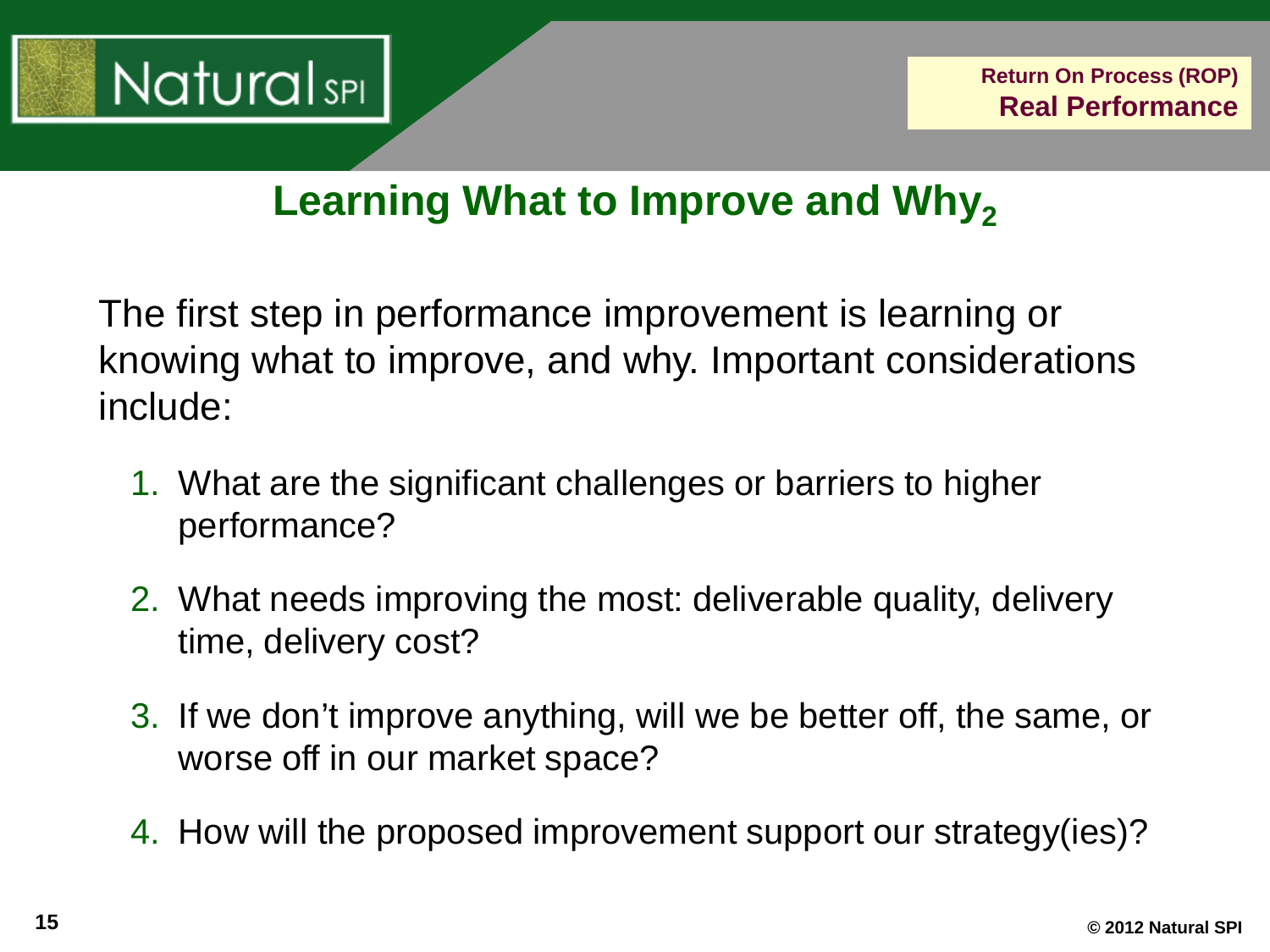## Learning What to Improve and Why$_2$

The first step in performance improvement is learning or knowing what to improve, and why. Important considerations include:

1. What are the significant challenges or barriers to higher performance?
2. What needs improving the most: deliverable quality, delivery time, delivery cost?
3. If we don't improve anything, will we be better off, the same, or worse off in our market space?
4. How will the proposed improvement support our strategy(ies)?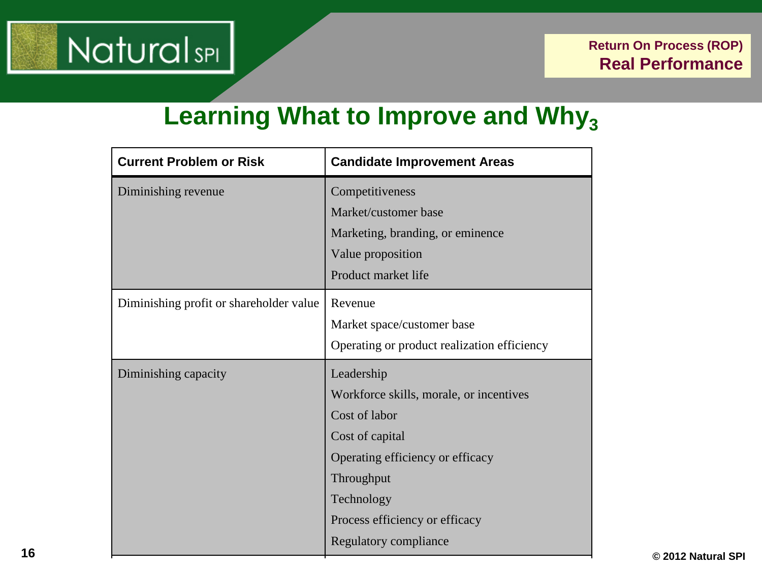## Learning What to Improve and Why[3]

| Current Problem or Risk | Candidate Improvement Areas |
|---|---|
| Diminishing revenue | Competitiveness<br>Market/customer base<br>Marketing, branding, or eminence<br>Value proposition<br>Product market life |
| Diminishing profit or shareholder value | Revenue<br>Market space/customer base<br>Operating or product realization efficiency |
| Diminishing capacity | Leadership<br>Workforce skills, morale, or incentives<br>Cost of labor<br>Cost of capital<br>Operating efficiency or efficacy<br>Throughput<br>Technology<br>Process efficiency or efficacy<br>Regulatory compliance |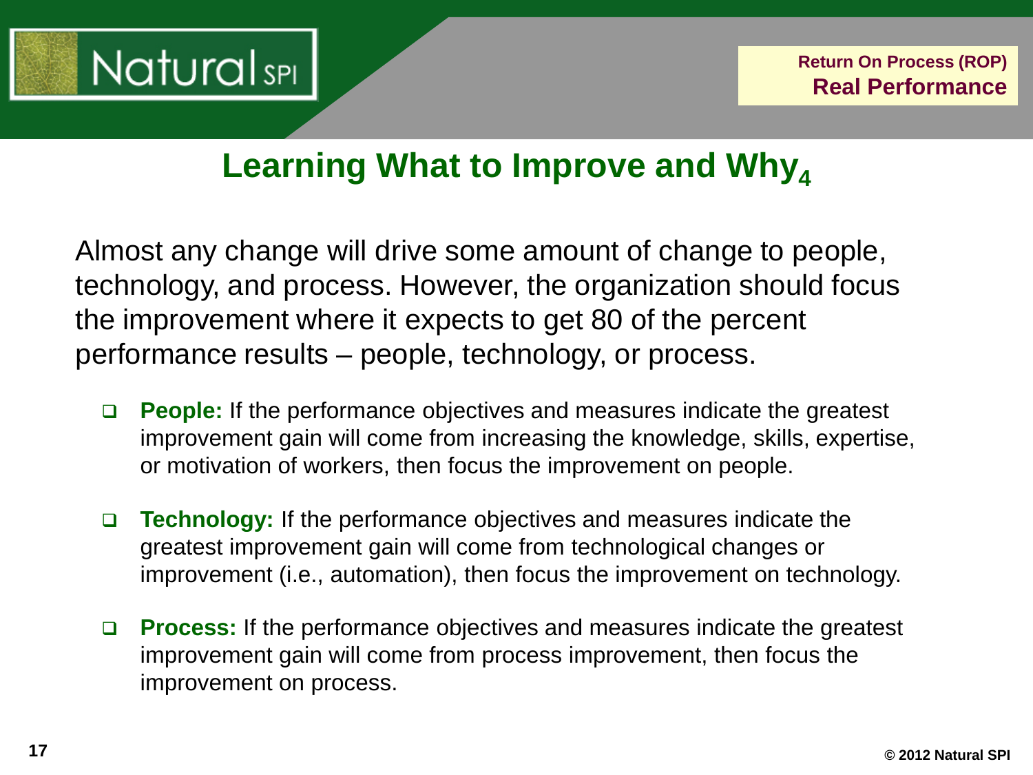# Learning What to Improve and Why[4]

Almost any change will drive some amount of change to people, technology, and process. However, the organization should focus the improvement where it expects to get 80 of the percent performance results – people, technology, or process.

- **People:** If the performance objectives and measures indicate the greatest improvement gain will come from increasing the knowledge, skills, expertise, or motivation of workers, then focus the improvement on people.

- **Technology:** If the performance objectives and measures indicate the greatest improvement gain will come from technological changes or improvement (i.e., automation), then focus the improvement on technology.

- **Process:** If the performance objectives and measures indicate the greatest improvement gain will come from process improvement, then focus the improvement on process.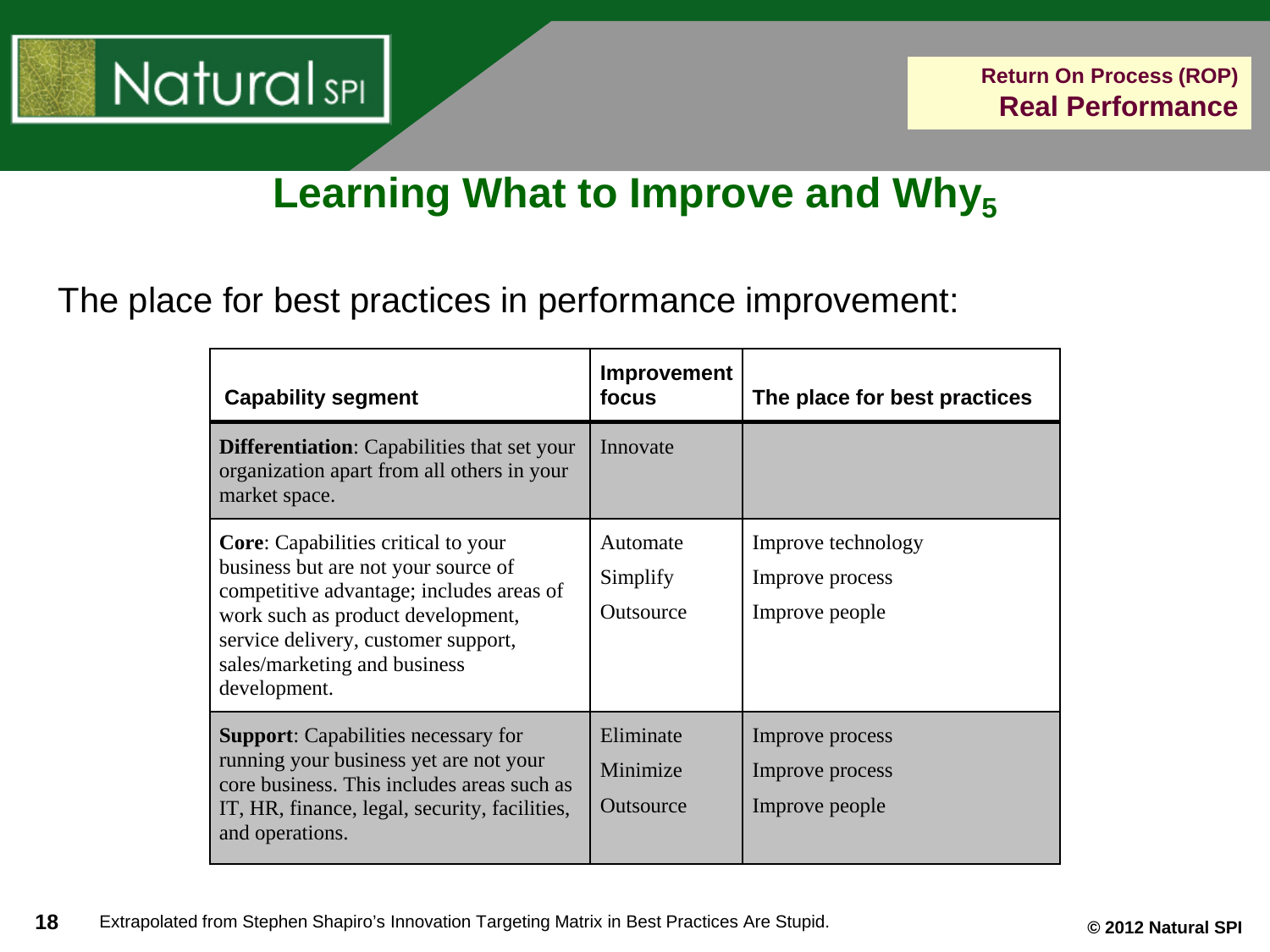# Learning What to Improve and Why[5]

The place for best practices in performance improvement:

| Capability segment | Improvement focus | The place for best practices |
| --- | --- | --- |
| **Differentiation**: Capabilities that set your organization apart from all others in your market space. | Innovate | |
| **Core**: Capabilities critical to your business but are not your source of competitive advantage; includes areas of work such as product development, service delivery, customer support, sales/marketing and business development. | Automate<br>Simplify<br>Outsource | Improve technology<br>Improve process<br>Improve people |
| **Support**: Capabilities necessary for running your business yet are not your core business. This includes areas such as IT, HR, finance, legal, security, facilities, and operations. | Eliminate<br>Minimize<br>Outsource | Improve process<br>Improve process<br>Improve people |

Extrapolated from Stephen Shapiro's Innovation Targeting Matrix in Best Practices Are Stupid.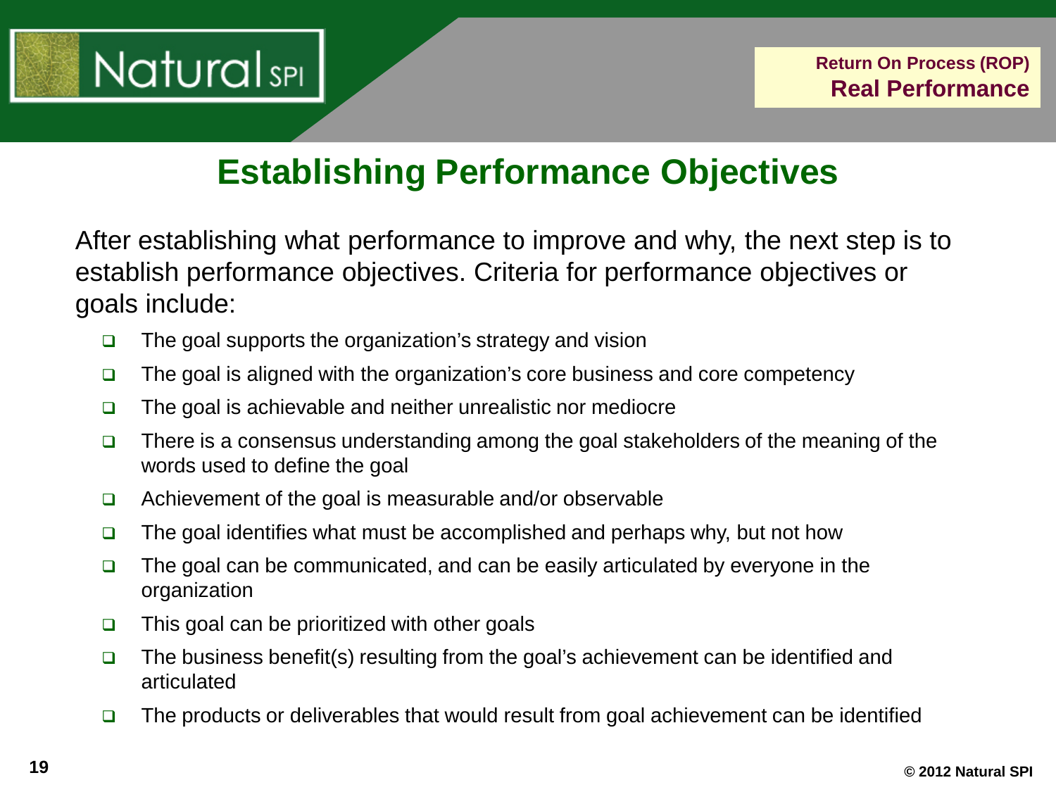# Establishing Performance Objectives

After establishing what performance to improve and why, the next step is to establish performance objectives. Criteria for performance objectives or goals include:

- The goal supports the organization's strategy and vision
- The goal is aligned with the organization's core business and core competency
- The goal is achievable and neither unrealistic nor mediocre
- There is a consensus understanding among the goal stakeholders of the meaning of the words used to define the goal
- Achievement of the goal is measurable and/or observable
- The goal identifies what must be accomplished and perhaps why, but not how
- The goal can be communicated, and can be easily articulated by everyone in the organization
- This goal can be prioritized with other goals
- The business benefit(s) resulting from the goal's achievement can be identified and articulated
- The products or deliverables that would result from goal achievement can be identified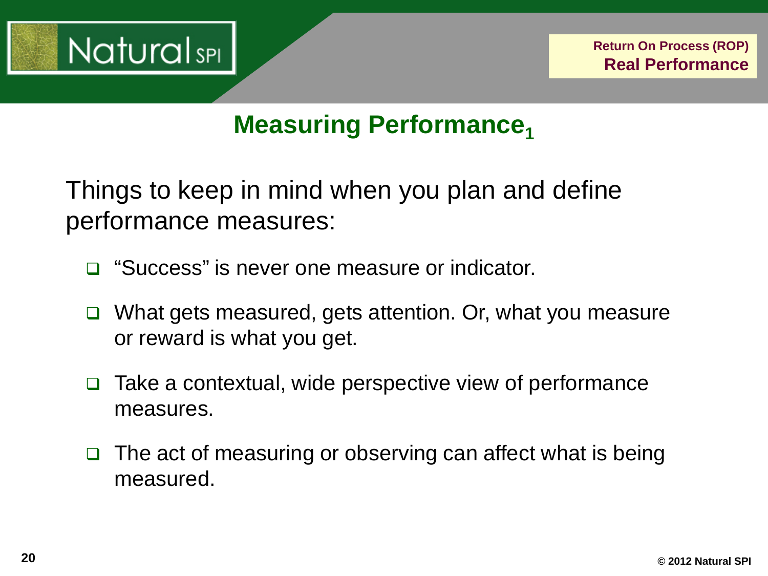# Measuring Performance$_1$

Things to keep in mind when you plan and define performance measures:

- "Success" is never one measure or indicator.
- What gets measured, gets attention. Or, what you measure or reward is what you get.
- Take a contextual, wide perspective view of performance measures.
- The act of measuring or observing can affect what is being measured.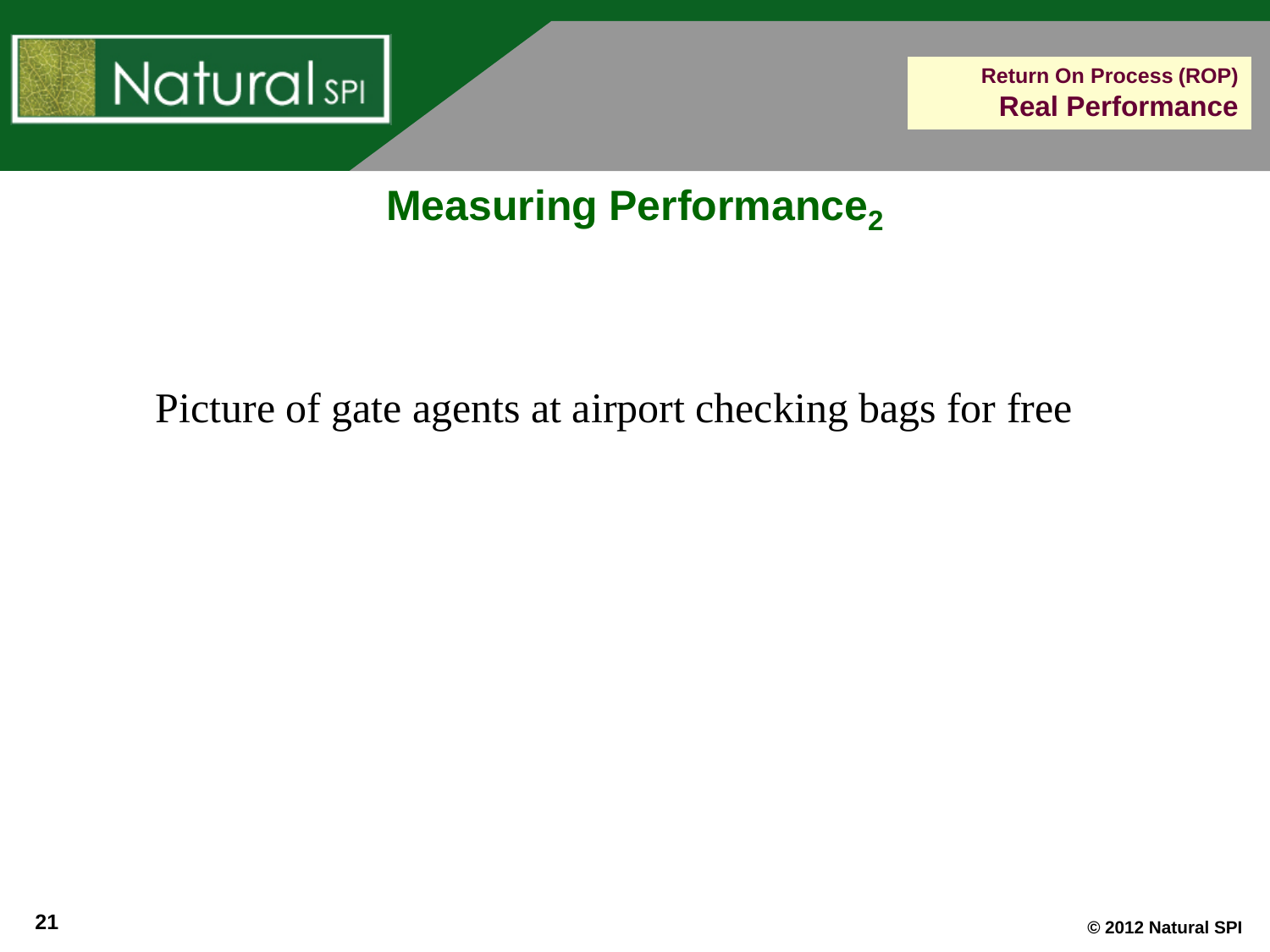## Measuring Performance$_2$

Picture of gate agents at airport checking bags for free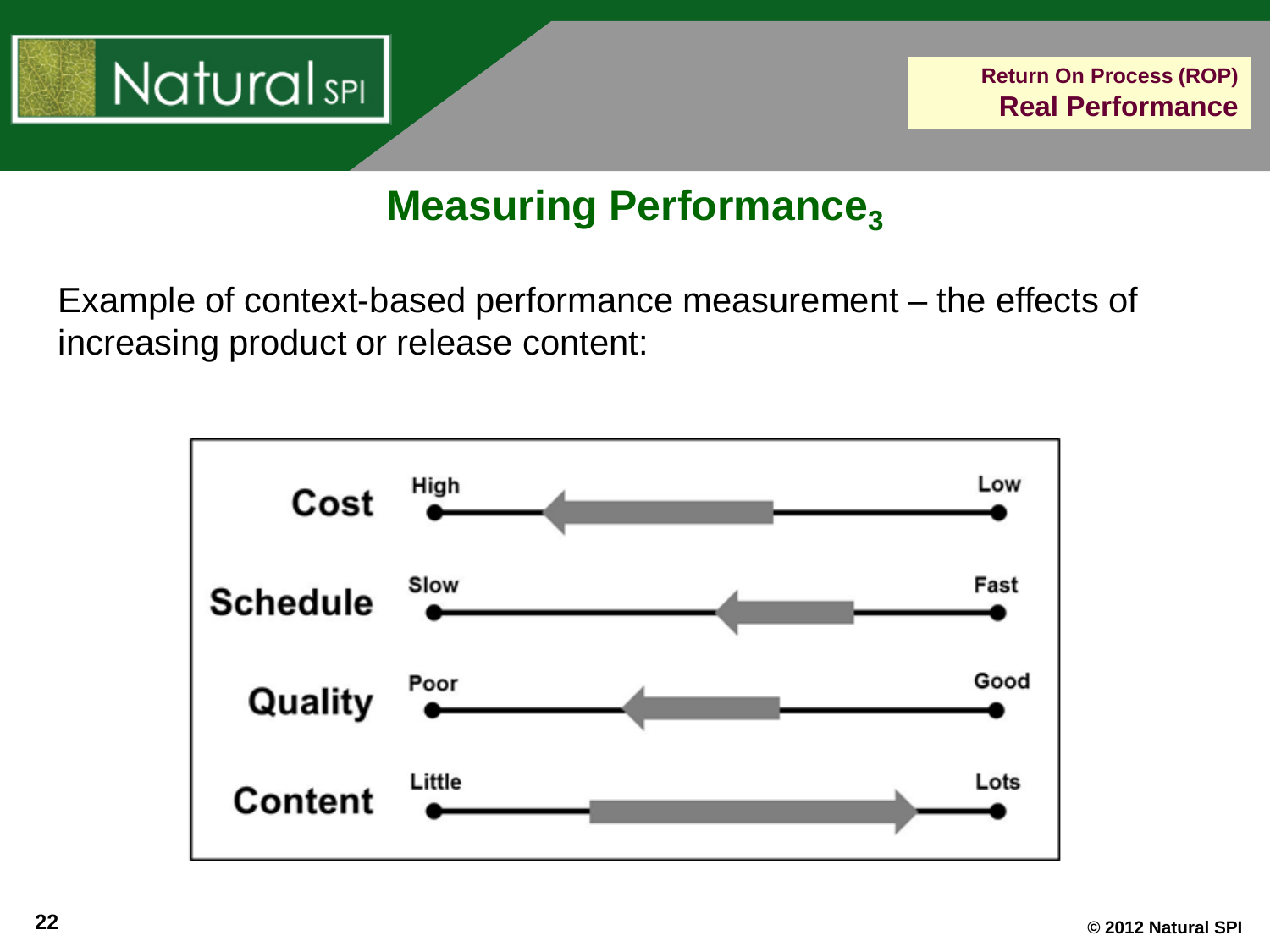## Measuring Performance$_3$

Example of context-based performance measurement – the effects of increasing product or release content:

| | | |
|---|---|---|
| **Cost** | High | Low |
| **Schedule** | Slow | Fast |
| **Quality** | Poor | Good |
| **Content** | Little | Lots |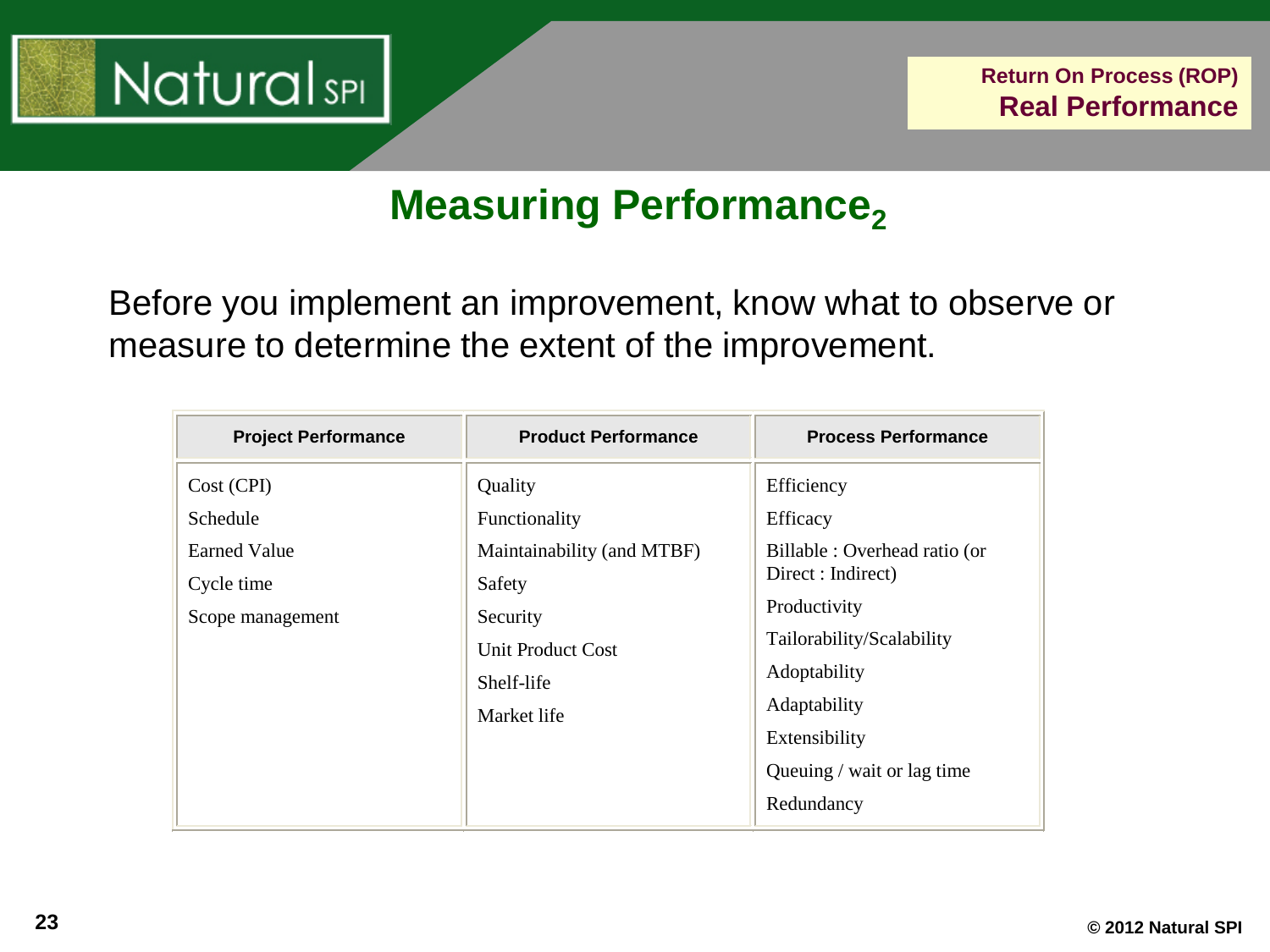# Measuring Performance$_2$

Before you implement an improvement, know what to observe or measure to determine the extent of the improvement.

| Project Performance | Product Performance | Process Performance |
|---|---|---|
| Cost (CPI) | Quality | Efficiency |
| Schedule | Functionality | Efficacy |
| Earned Value | Maintainability (and MTBF) | Billable : Overhead ratio (or Direct : Indirect) |
| Cycle time | Safety | Productivity |
| Scope management | Security | Tailorability/Scalability |
| | Unit Product Cost | Adoptability |
| | Shelf-life | Adaptability |
| | Market life | Extensibility |
| | | Queuing / wait or lag time |
| | | Redundancy |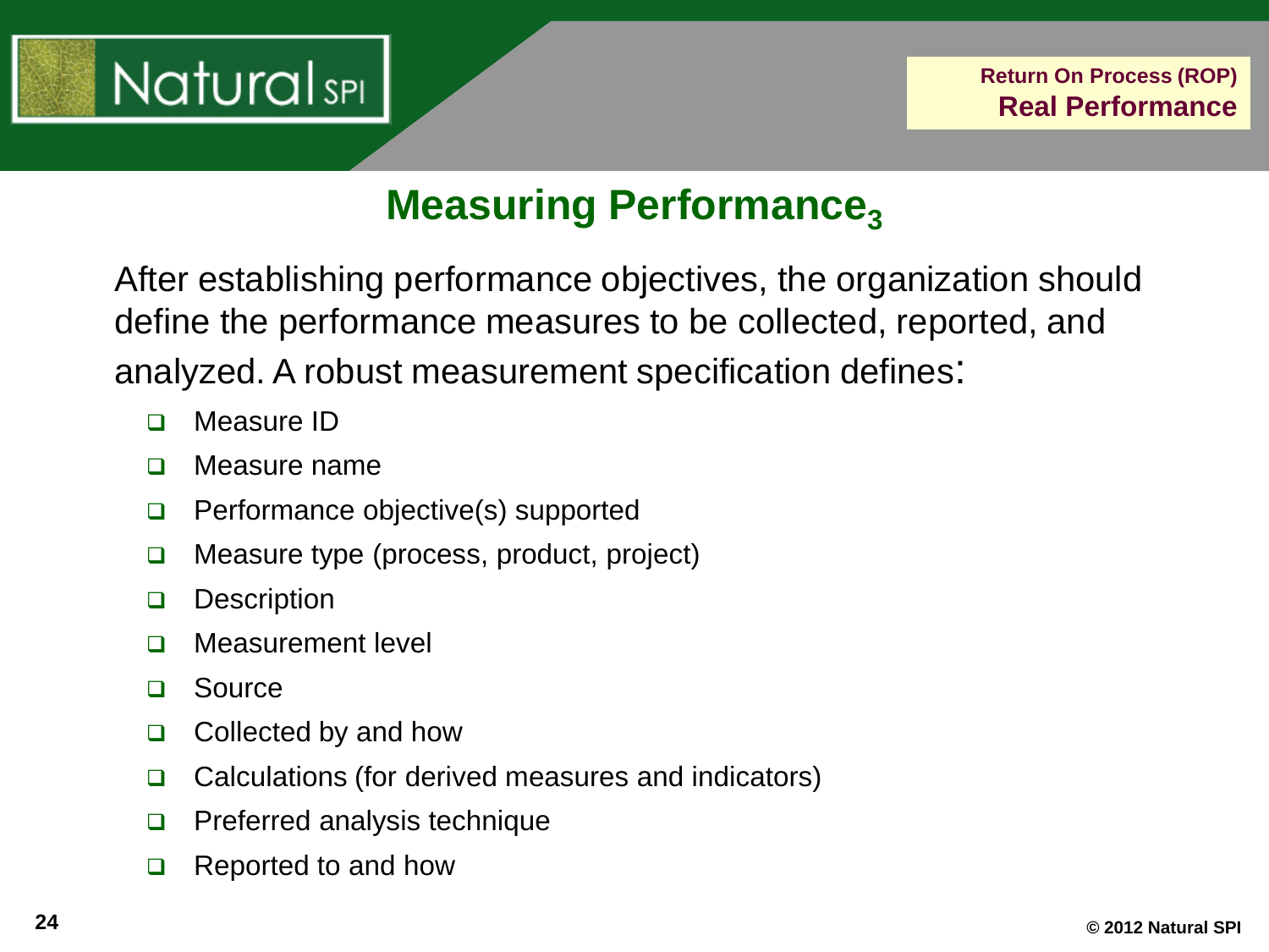## Measuring Performance$_3$

After establishing performance objectives, the organization should define the performance measures to be collected, reported, and analyzed. A robust measurement specification defines:

- Measure ID
- Measure name
- Performance objective(s) supported
- Measure type (process, product, project)
- Description
- Measurement level
- Source
- Collected by and how
- Calculations (for derived measures and indicators)
- Preferred analysis technique
- Reported to and how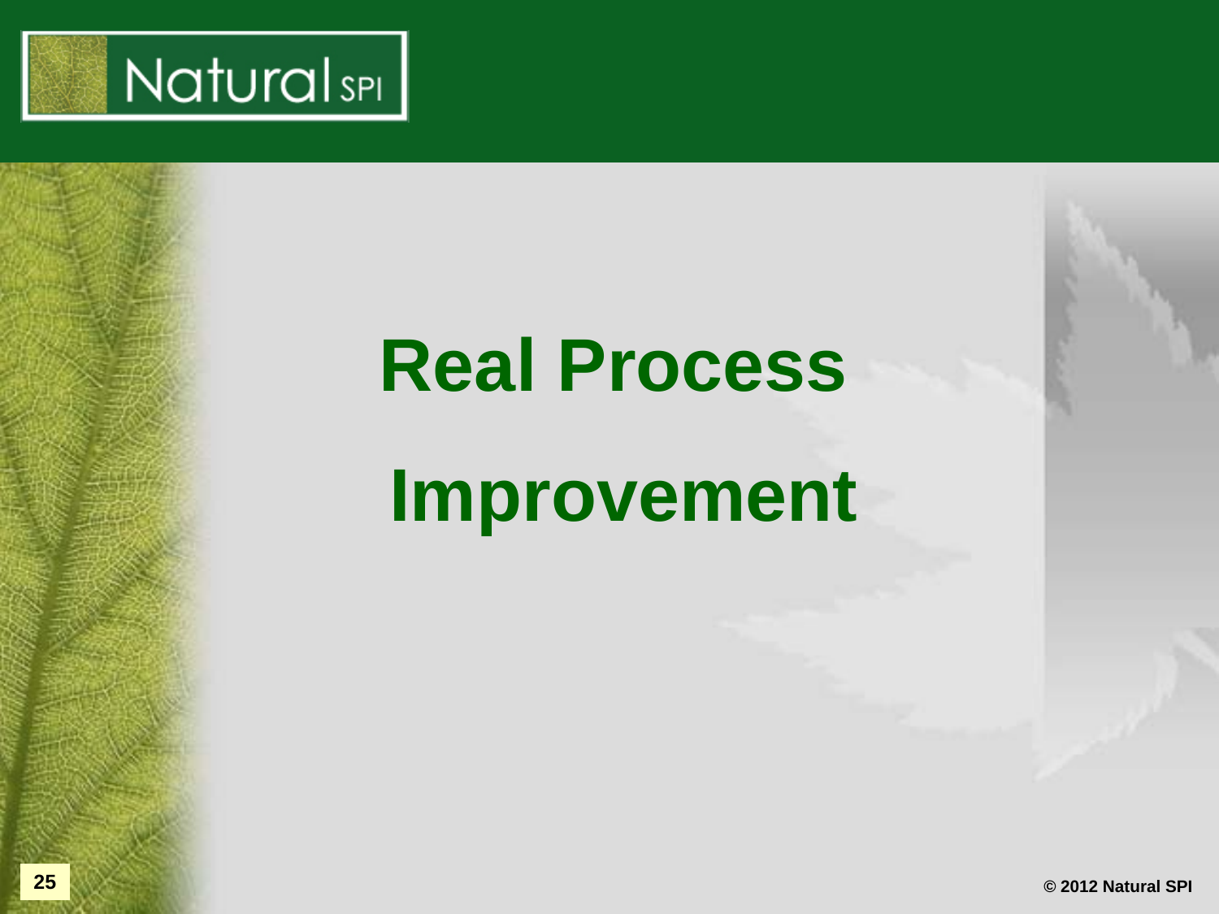# Real Process Improvement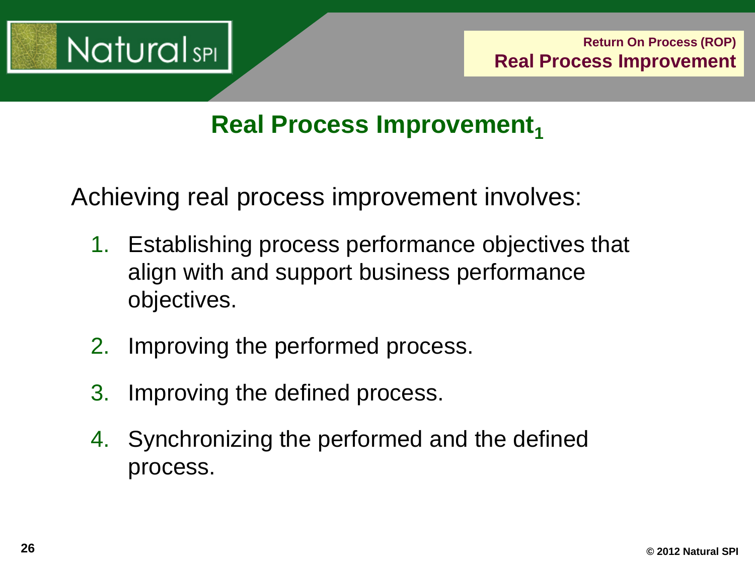# Real Process Improvement[1]

Achieving real process improvement involves:

1. Establishing process performance objectives that align with and support business performance objectives.
2. Improving the performed process.
3. Improving the defined process.
4. Synchronizing the performed and the defined process.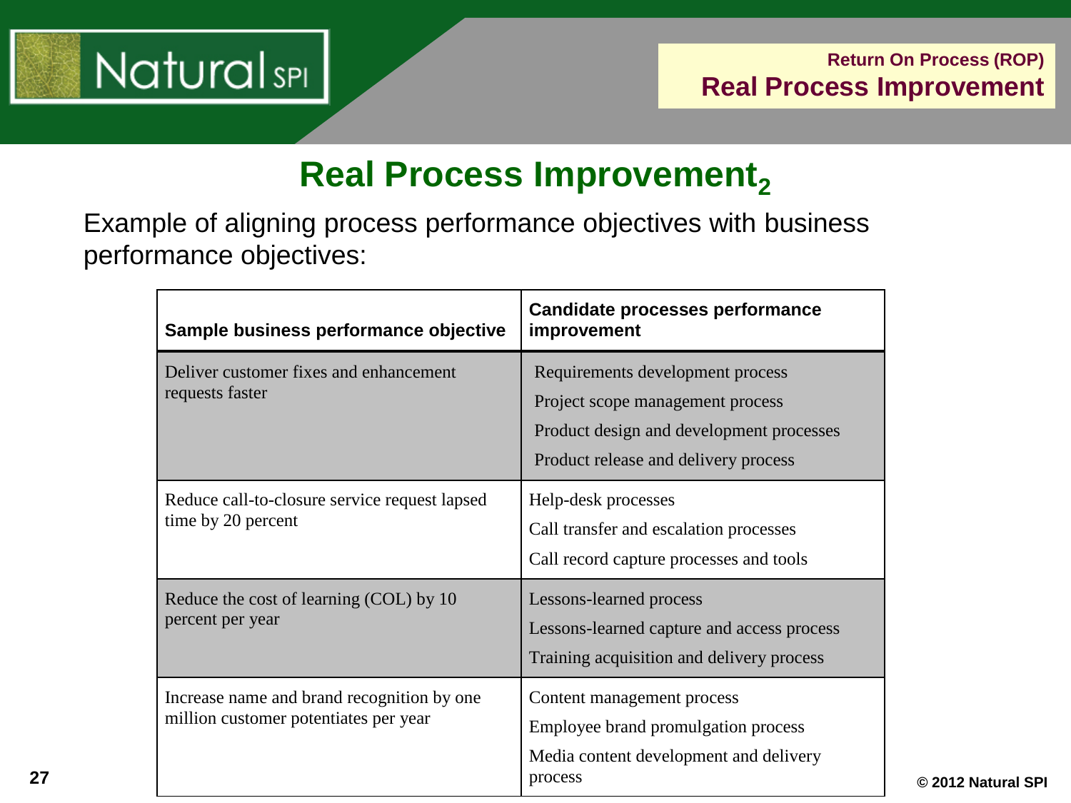# Real Process Improvement$_2$

Example of aligning process performance objectives with business performance objectives:

| Sample business performance objective | Candidate processes performance improvement |
|---|---|
| Deliver customer fixes and enhancement requests faster | Requirements development process<br>Project scope management process<br>Product design and development processes<br>Product release and delivery process |
| Reduce call-to-closure service request lapsed time by 20 percent | Help-desk processes<br>Call transfer and escalation processes<br>Call record capture processes and tools |
| Reduce the cost of learning (COL) by 10 percent per year | Lessons-learned process<br>Lessons-learned capture and access process<br>Training acquisition and delivery process |
| Increase name and brand recognition by one million customer potentiates per year | Content management process<br>Employee brand promulgation process<br>Media content development and delivery process |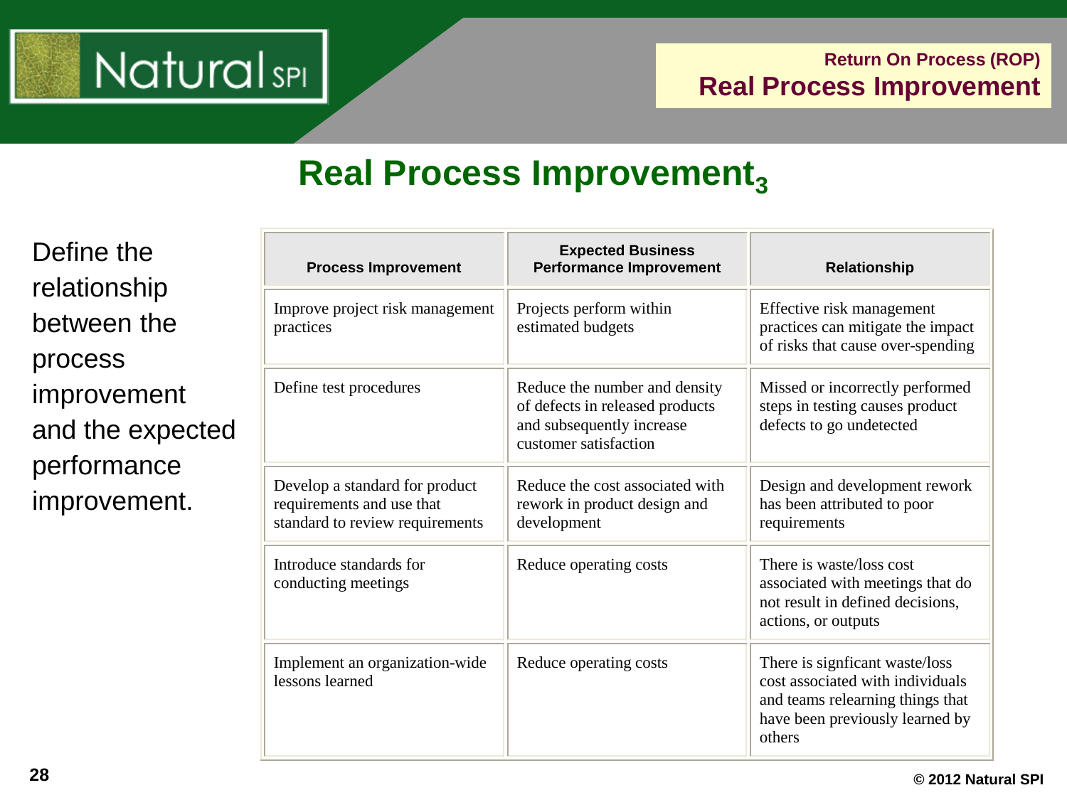# Real Process Improvement$_3$

Define the relationship between the process improvement and the expected performance improvement.

| Process Improvement | Expected Business Performance Improvement | Relationship |
|---|---|---|
| Improve project risk management practices | Projects perform within estimated budgets | Effective risk management practices can mitigate the impact of risks that cause over-spending |
| Define test procedures | Reduce the number and density of defects in released products and subsequently increase customer satisfaction | Missed or incorrectly performed steps in testing causes product defects to go undetected |
| Develop a standard for product requirements and use that standard to review requirements | Reduce the cost associated with rework in product design and development | Design and development rework has been attributed to poor requirements |
| Introduce standards for conducting meetings | Reduce operating costs | There is waste/loss cost associated with meetings that do not result in defined decisions, actions, or outputs |
| Implement an organization-wide lessons learned | Reduce operating costs | There is signficant waste/loss cost associated with individuals and teams relearning things that have been previously learned by others |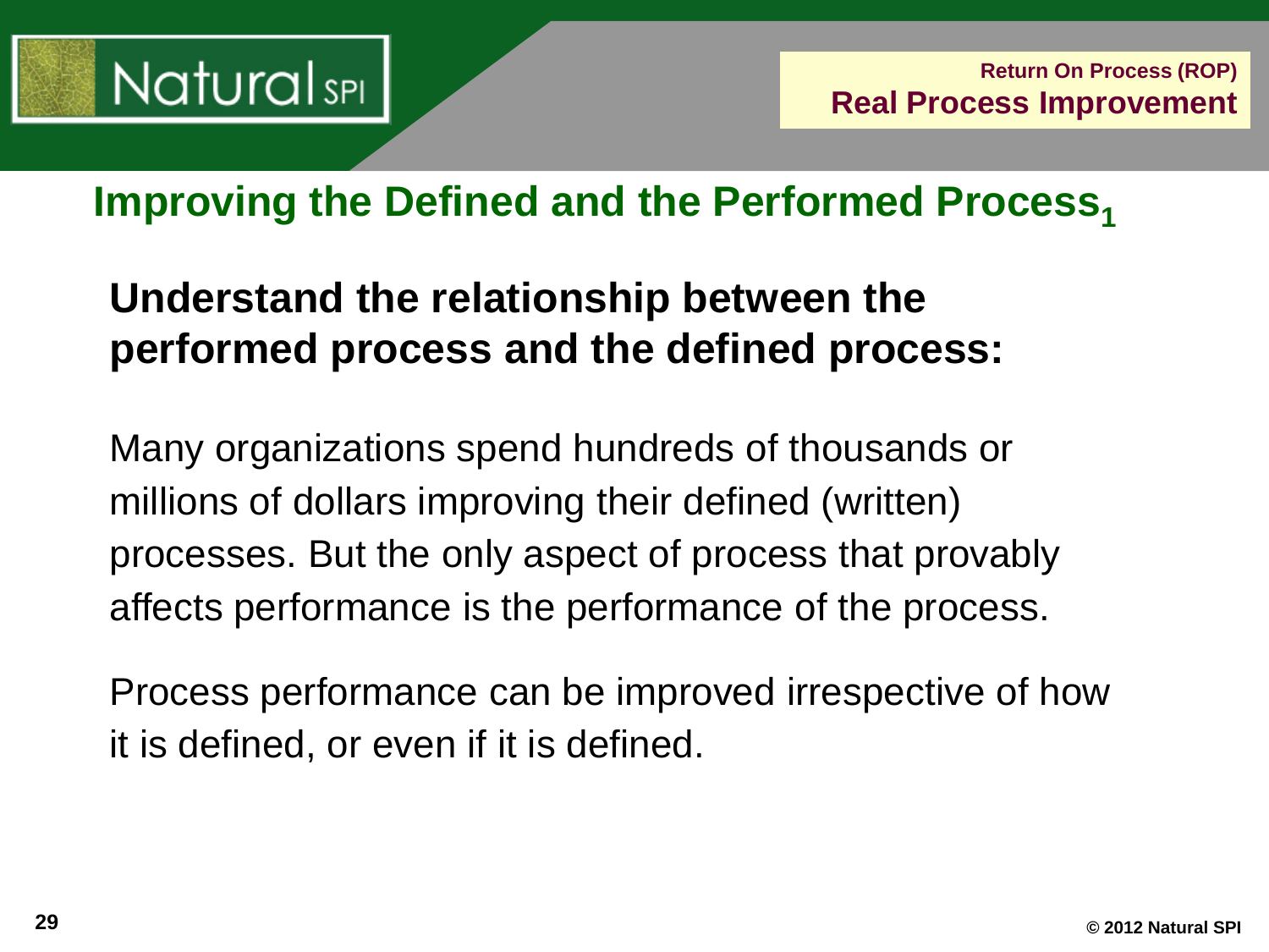## Improving the Defined and the Performed Process[1]

**Understand the relationship between the performed process and the defined process:**

Many organizations spend hundreds of thousands or millions of dollars improving their defined (written) processes. But the only aspect of process that provably affects performance is the performance of the process.

Process performance can be improved irrespective of how it is defined, or even if it is defined.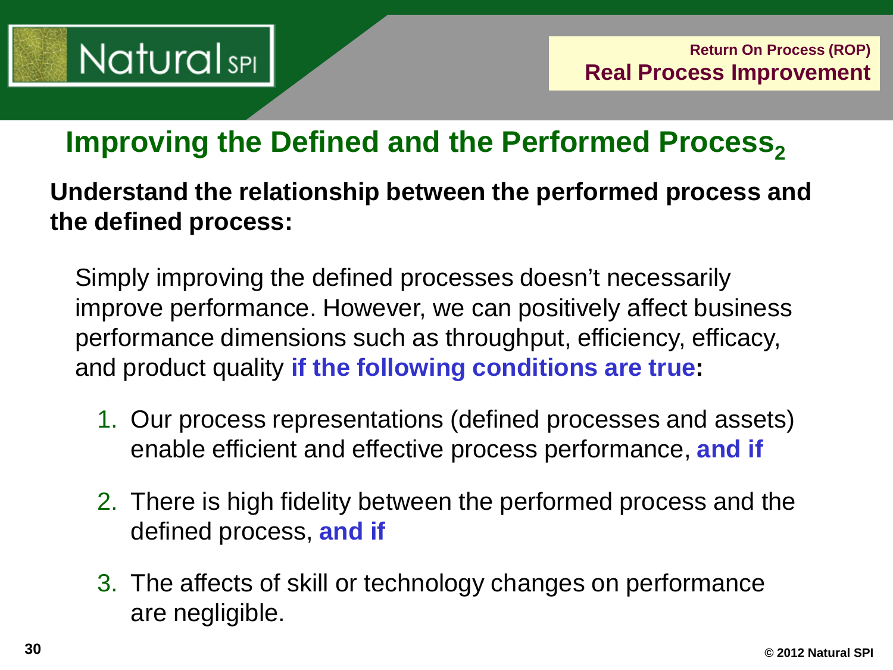# Improving the Defined and the Performed Process$_2$

**Understand the relationship between the performed process and the defined process:**

Simply improving the defined processes doesn't necessarily improve performance. However, we can positively affect business performance dimensions such as throughput, efficiency, efficacy, and product quality **if the following conditions are true:**

1. Our process representations (defined processes and assets) enable efficient and effective process performance, **and if**
2. There is high fidelity between the performed process and the defined process, **and if**
3. The affects of skill or technology changes on performance are negligible.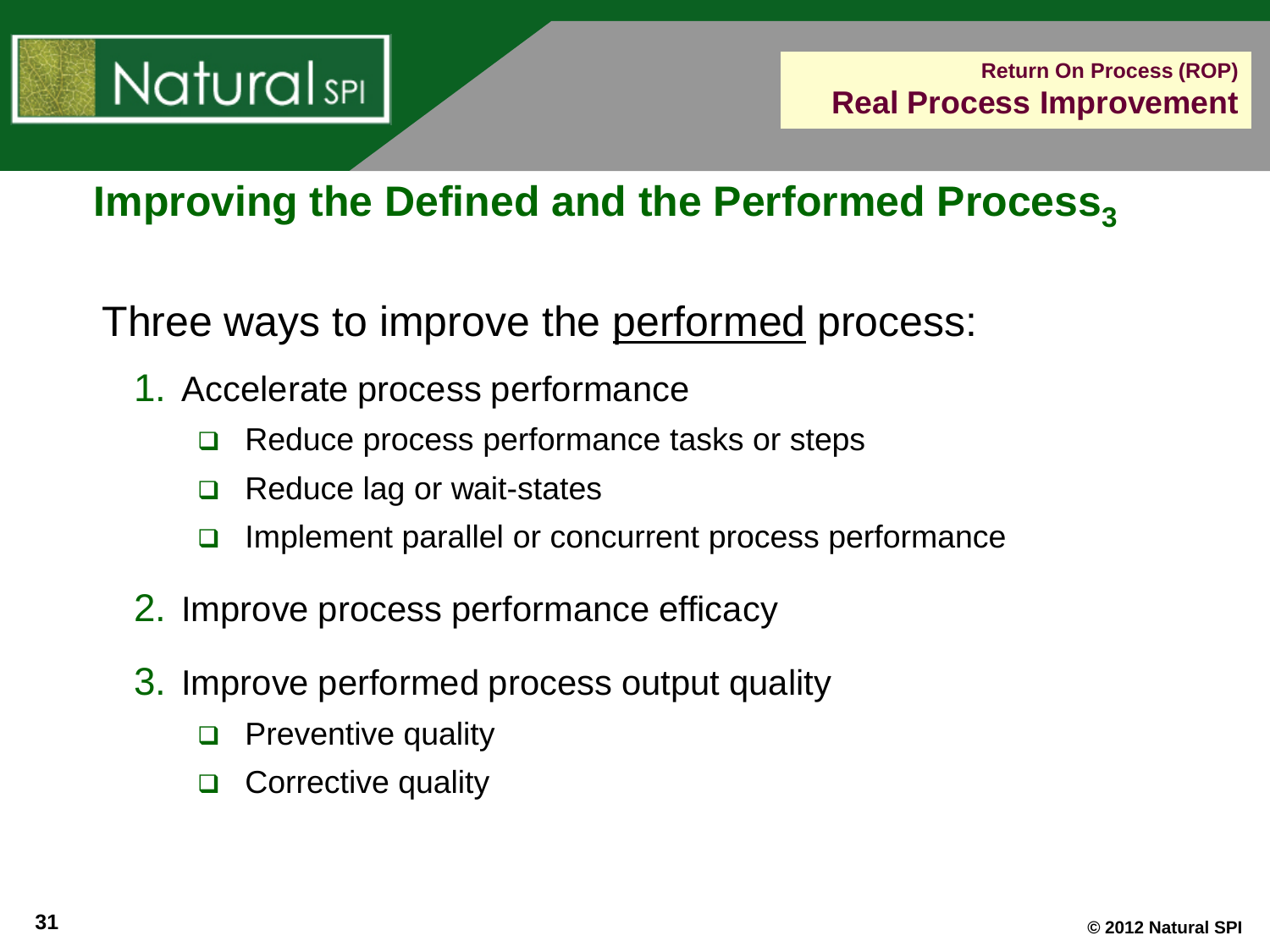# Improving the Defined and the Performed Process$_3$

Three ways to improve the <u>performed</u> process:

1. Accelerate process performance
   - Reduce process performance tasks or steps
   - Reduce lag or wait-states
   - Implement parallel or concurrent process performance
2. Improve process performance efficacy
3. Improve performed process output quality
   - Preventive quality
   - Corrective quality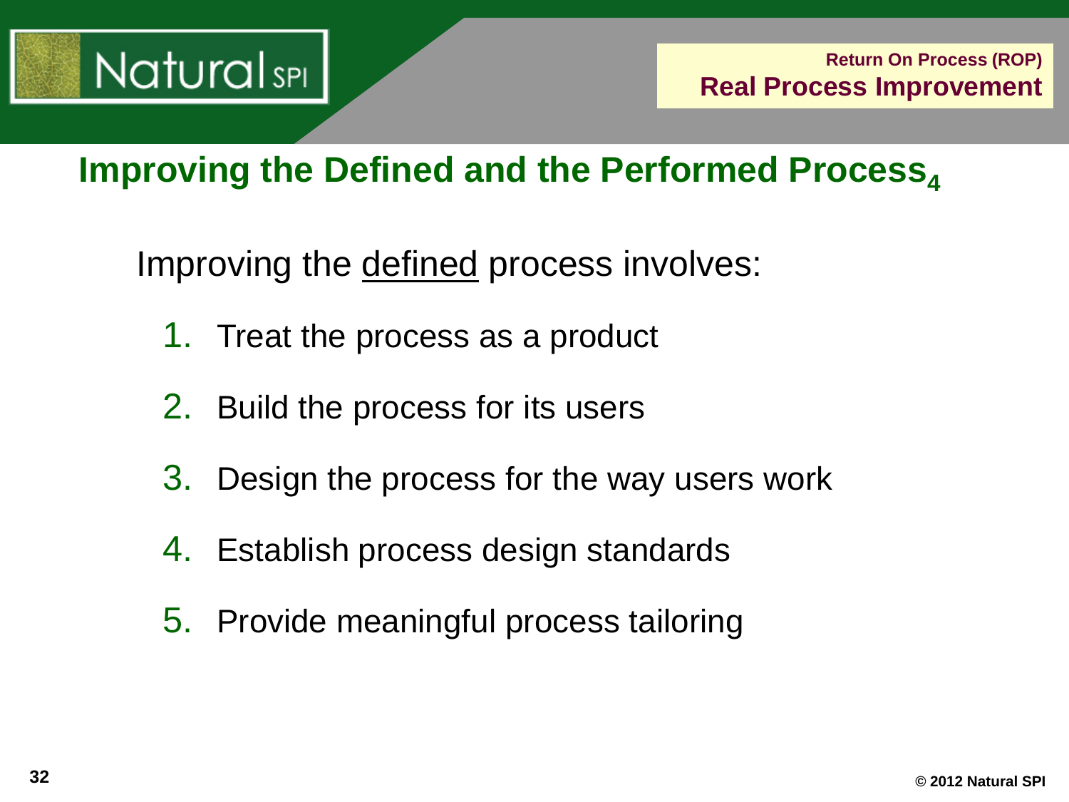## Improving the Defined and the Performed Process[4]

Improving the defined process involves:

1. Treat the process as a product
2. Build the process for its users
3. Design the process for the way users work
4. Establish process design standards
5. Provide meaningful process tailoring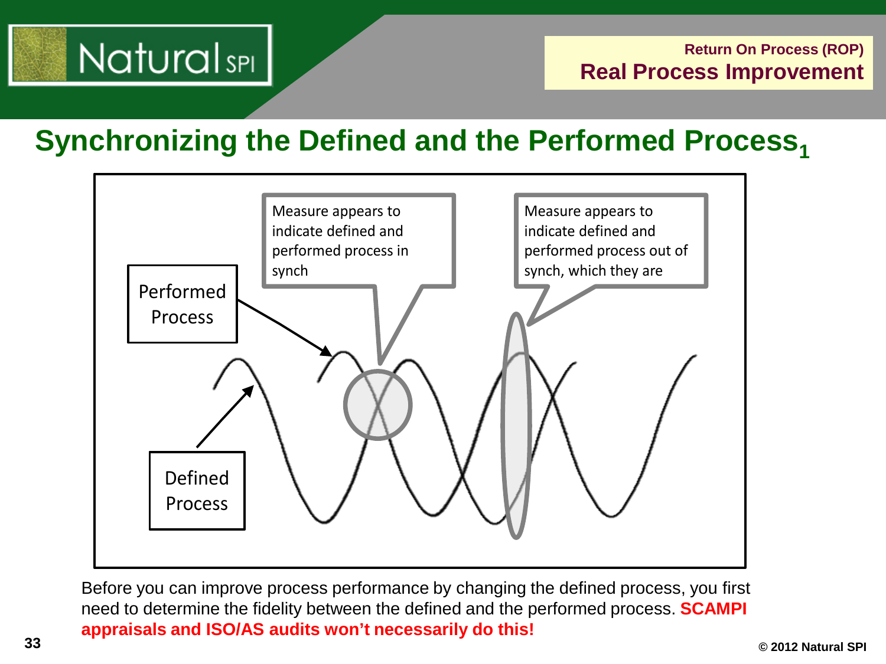## Synchronizing the Defined and the Performed Process[1]

Performed Process

Defined Process

Measure appears to indicate defined and performed process in synch

Measure appears to indicate defined and performed process out of synch, which they are

Before you can improve process performance by changing the defined process, you first need to determine the fidelity between the defined and the performed process. **SCAMPI appraisals and ISO/AS audits won't necessarily do this!**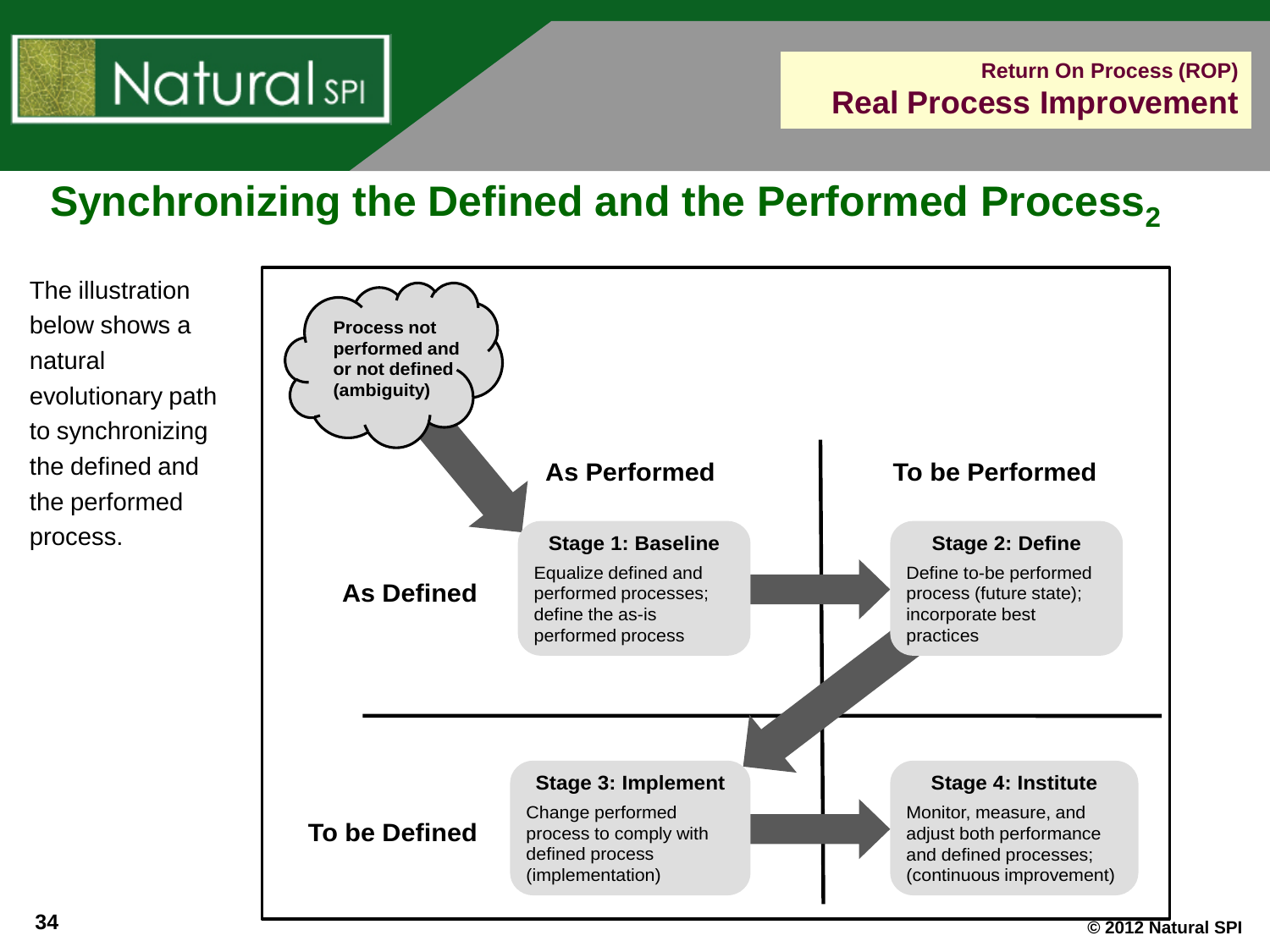# Synchronizing the Defined and the Performed Process$_2$

The illustration below shows a natural evolutionary path to synchronizing the defined and the performed process.

**Process not performed and or not defined (ambiguity)**

| | As Performed | To be Performed |
|---|---|---|
| **As Defined** | **Stage 1: Baseline** Equalize defined and performed processes; define the as-is performed process | **Stage 2: Define** Define to-be performed process (future state); incorporate best practices |
| **To be Defined** | **Stage 3: Implement** Change performed process to comply with defined process (implementation) | **Stage 4: Institute** Monitor, measure, and adjust both performance and defined processes; (continuous improvement) |

© 2012 Natural SPI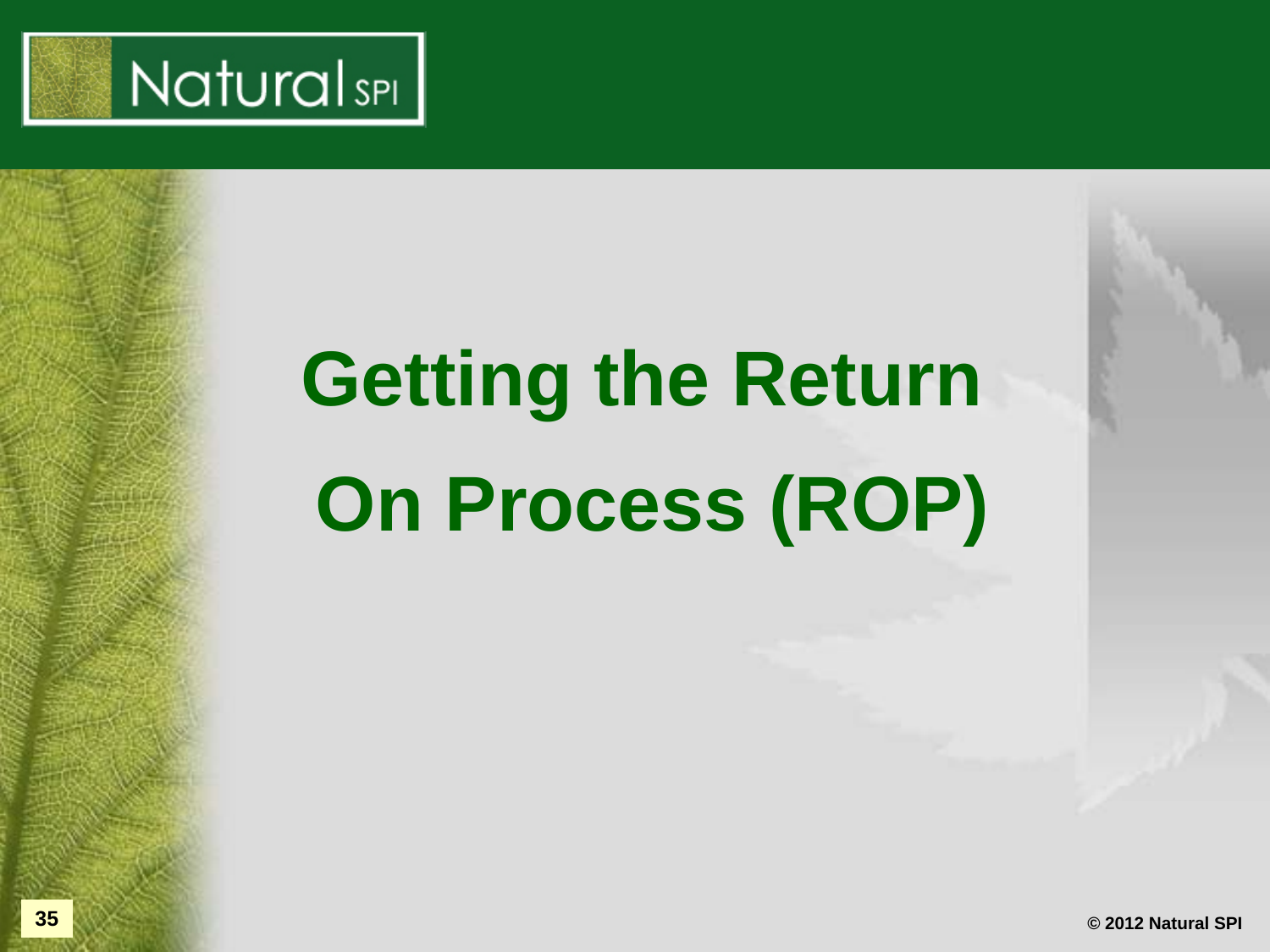# Getting the Return On Process (ROP)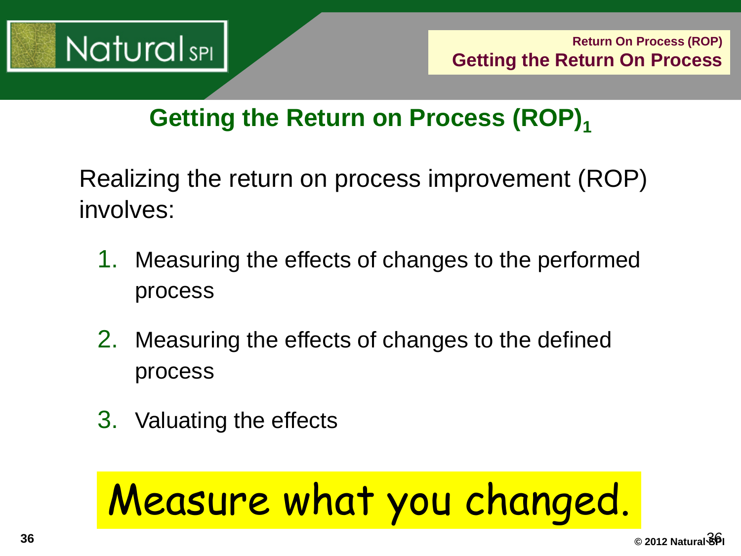## Getting the Return on Process (ROP)[1]

Realizing the return on process improvement (ROP) involves:

1. Measuring the effects of changes to the performed process
2. Measuring the effects of changes to the defined process
3. Valuating the effects

**Measure what you changed.**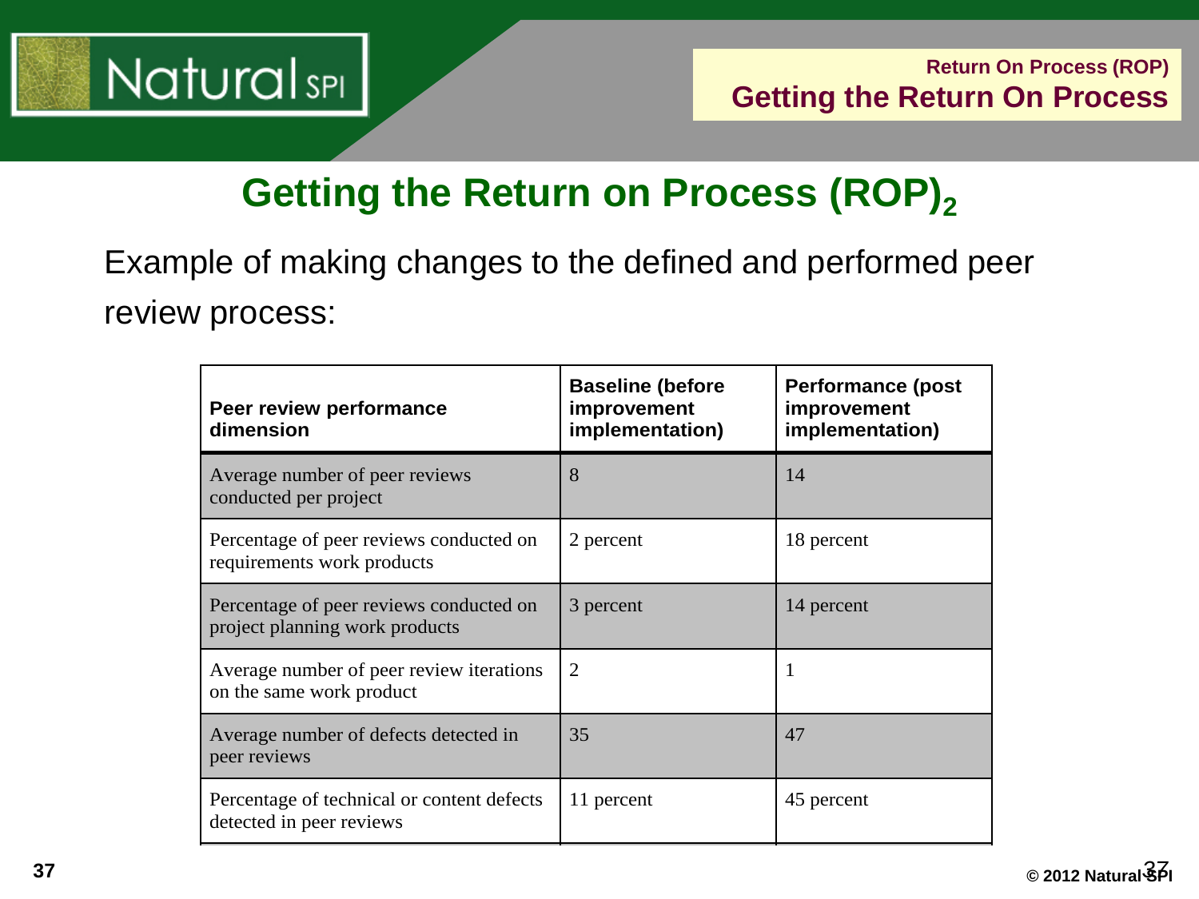# Getting the Return on Process $(ROP)_2$

Example of making changes to the defined and performed peer review process:

| Peer review performance dimension | Baseline (before improvement implementation) | Performance (post improvement implementation) |
| --- | --- | --- |
| Average number of peer reviews conducted per project | 8 | 14 |
| Percentage of peer reviews conducted on requirements work products | 2 percent | 18 percent |
| Percentage of peer reviews conducted on project planning work products | 3 percent | 14 percent |
| Average number of peer review iterations on the same work product | 2 | 1 |
| Average number of defects detected in peer reviews | 35 | 47 |
| Percentage of technical or content defects detected in peer reviews | 11 percent | 45 percent |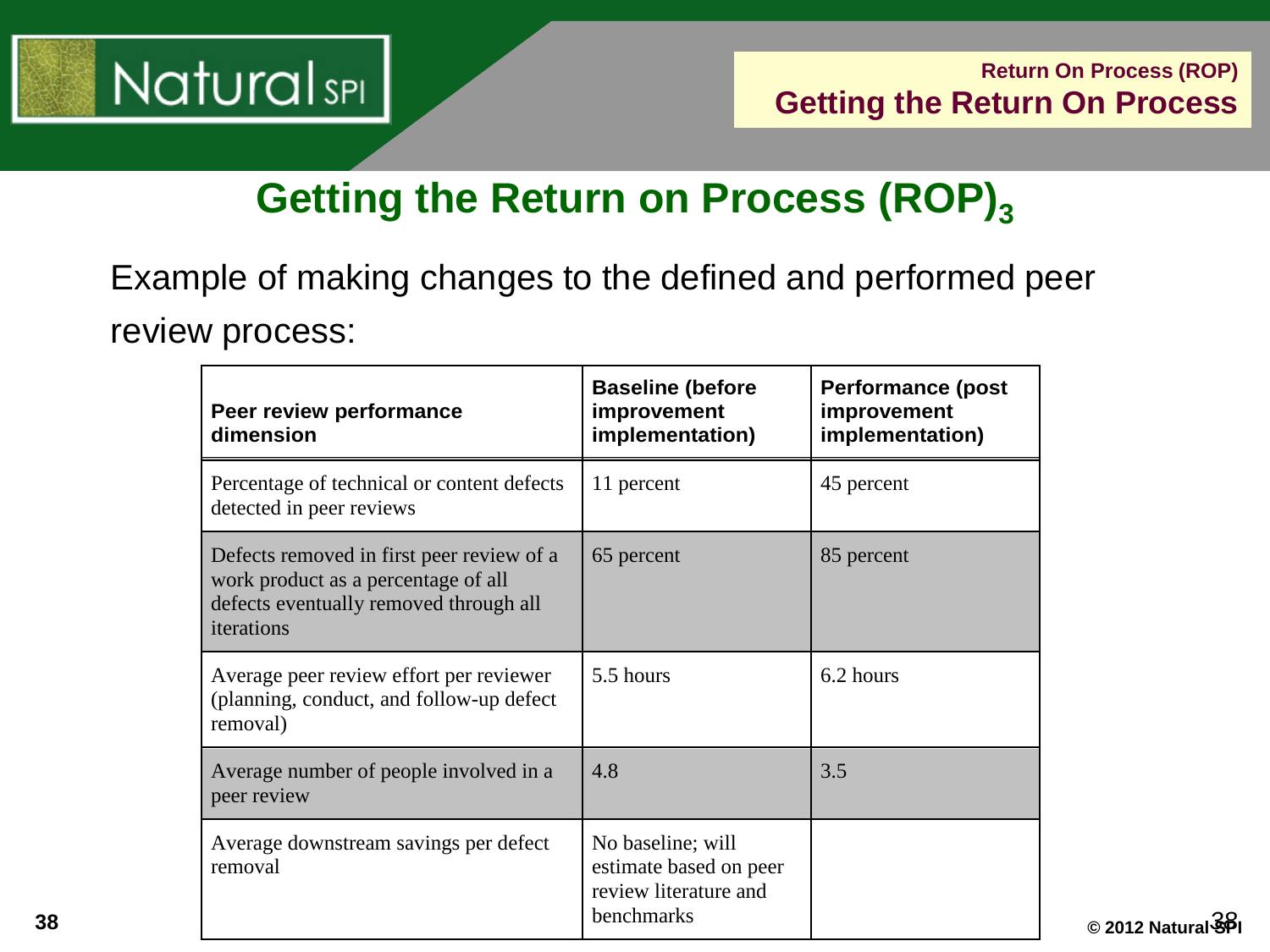# Getting the Return on Process (ROP)$_3$

Example of making changes to the defined and performed peer review process:

| Peer review performance dimension | Baseline (before improvement implementation) | Performance (post improvement implementation) |
|---|---|---|
| Percentage of technical or content defects detected in peer reviews | 11 percent | 45 percent |
| Defects removed in first peer review of a work product as a percentage of all defects eventually removed through all iterations | 65 percent | 85 percent |
| Average peer review effort per reviewer (planning, conduct, and follow-up defect removal) | 5.5 hours | 6.2 hours |
| Average number of people involved in a peer review | 4.8 | 3.5 |
| Average downstream savings per defect removal | No baseline; will estimate based on peer review literature and benchmarks | |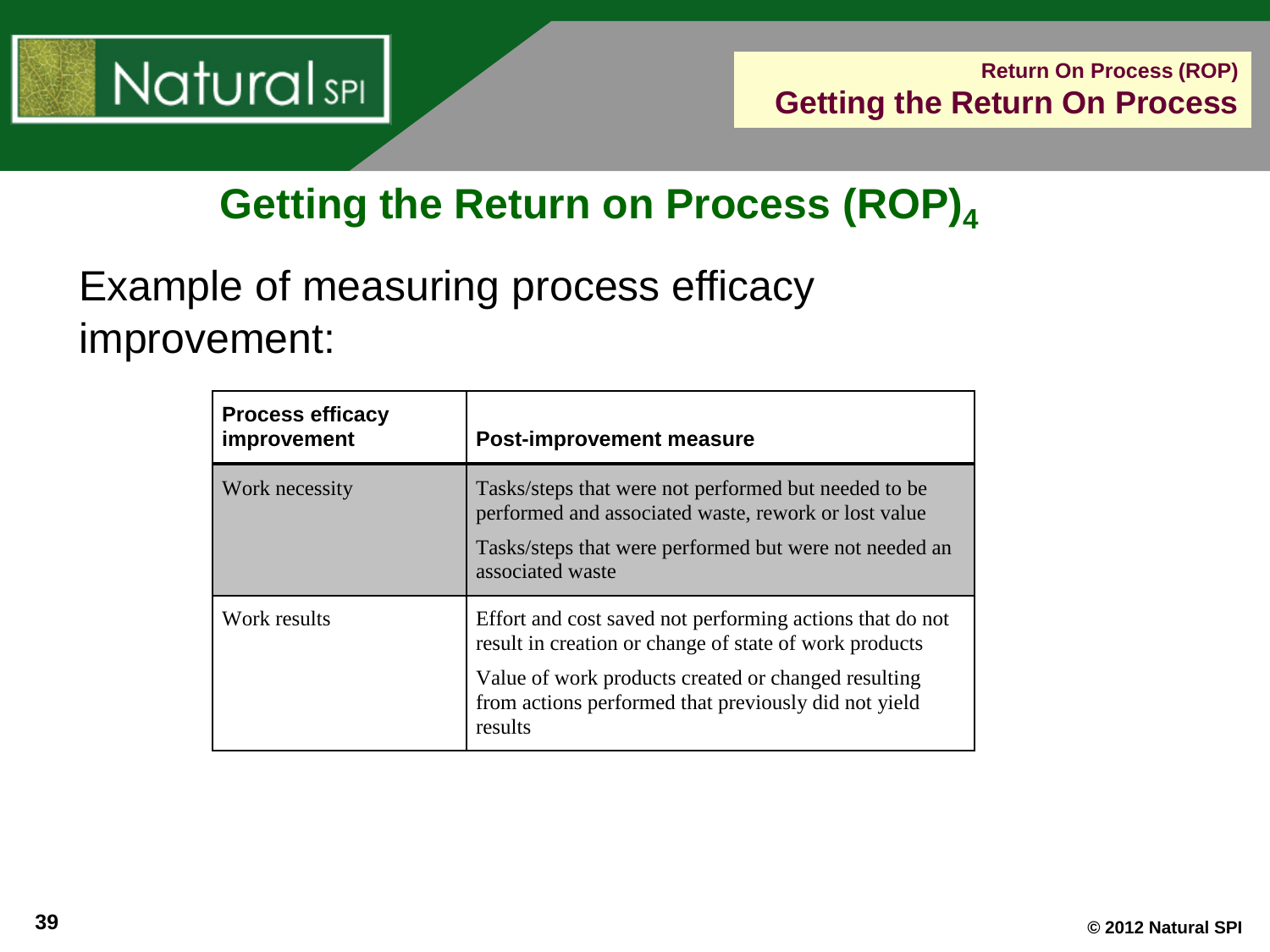# Getting the Return on Process (ROP)$_4$

Example of measuring process efficacy improvement:

| Process efficacy improvement | Post-improvement measure |
|---|---|
| Work necessity | Tasks/steps that were not performed but needed to be performed and associated waste, rework or lost value<br>Tasks/steps that were performed but were not needed an associated waste |
| Work results | Effort and cost saved not performing actions that do not result in creation or change of state of work products<br>Value of work products created or changed resulting from actions performed that previously did not yield results |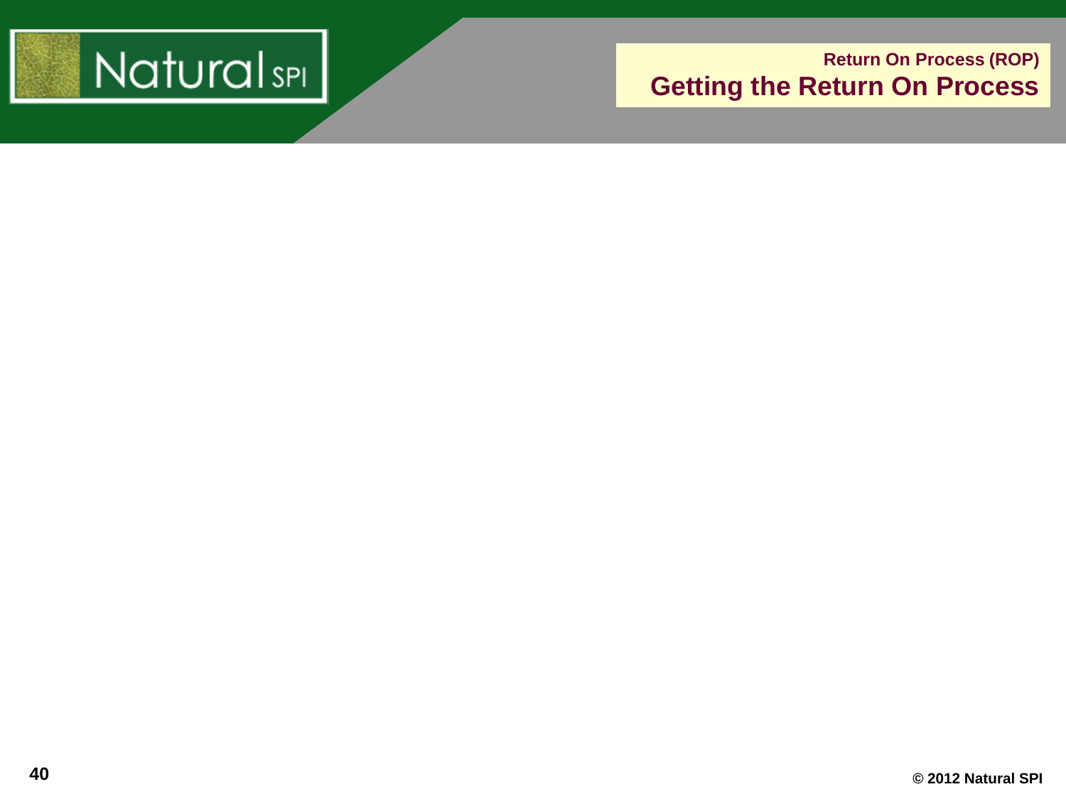Return On Process (ROP)

## Getting the Return On Process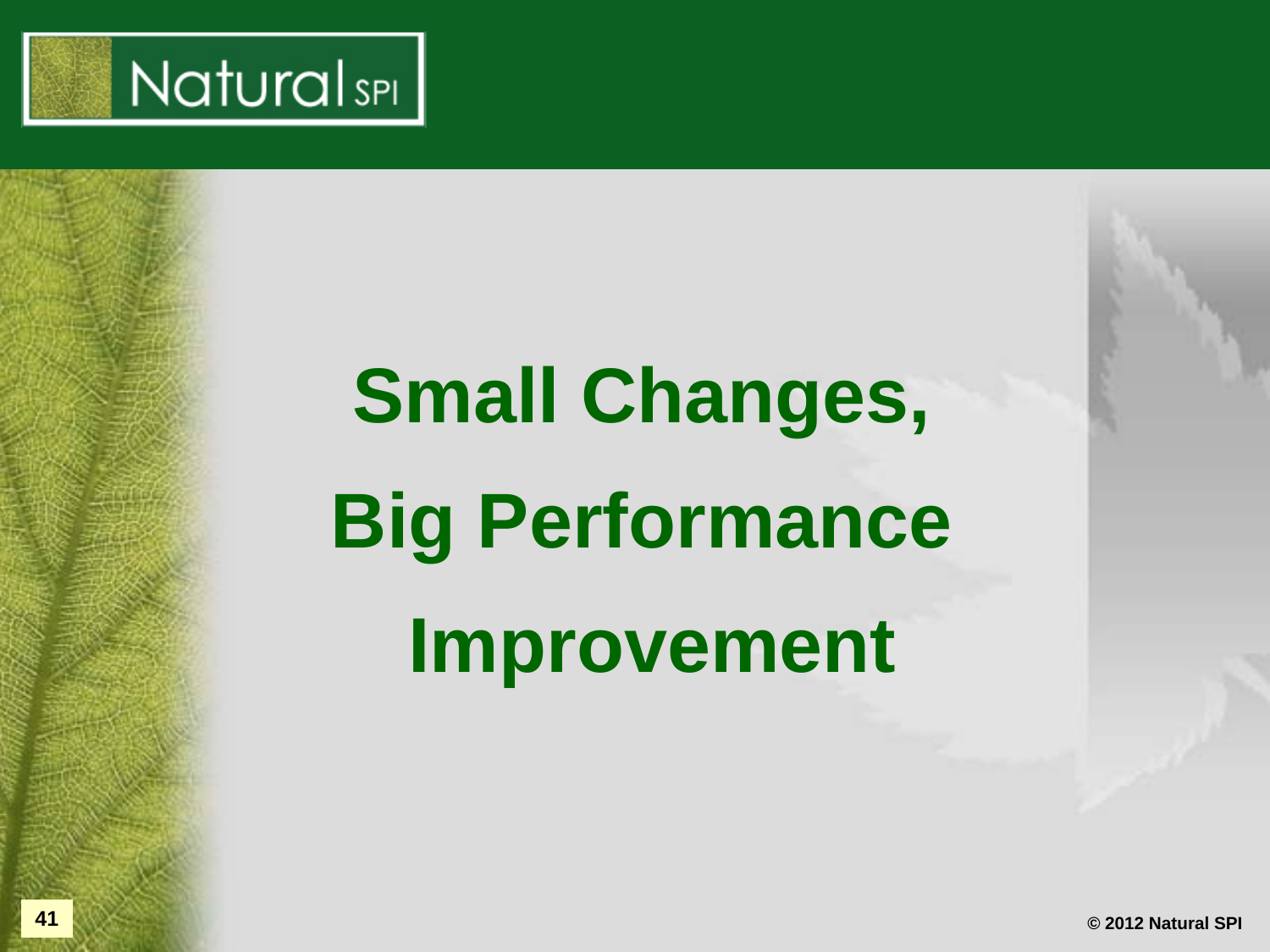# Small Changes, Big Performance Improvement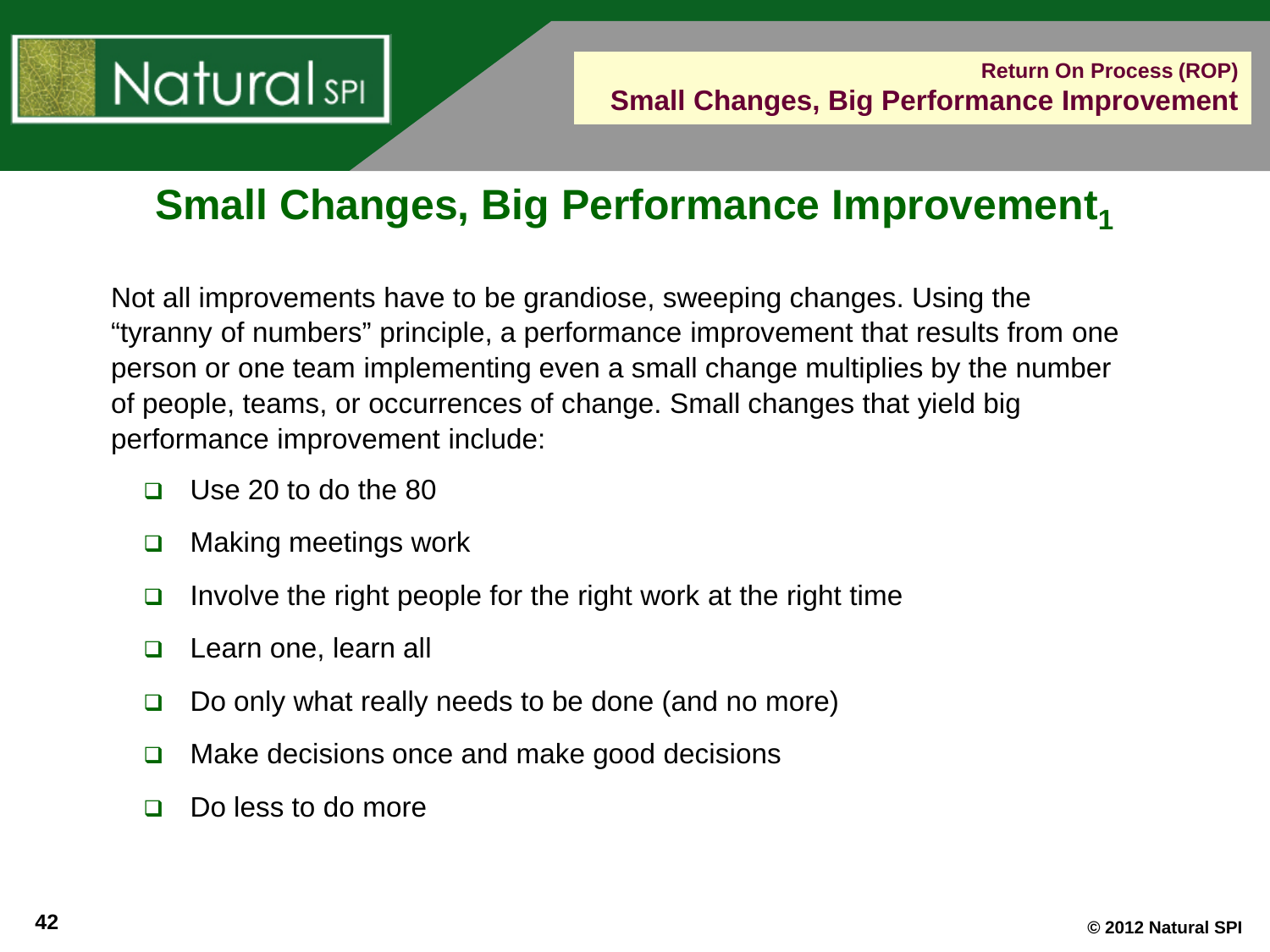# Small Changes, Big Performance Improvement[1]

Not all improvements have to be grandiose, sweeping changes. Using the "tyranny of numbers" principle, a performance improvement that results from one person or one team implementing even a small change multiplies by the number of people, teams, or occurrences of change. Small changes that yield big performance improvement include:

- Use 20 to do the 80
- Making meetings work
- Involve the right people for the right work at the right time
- Learn one, learn all
- Do only what really needs to be done (and no more)
- Make decisions once and make good decisions
- Do less to do more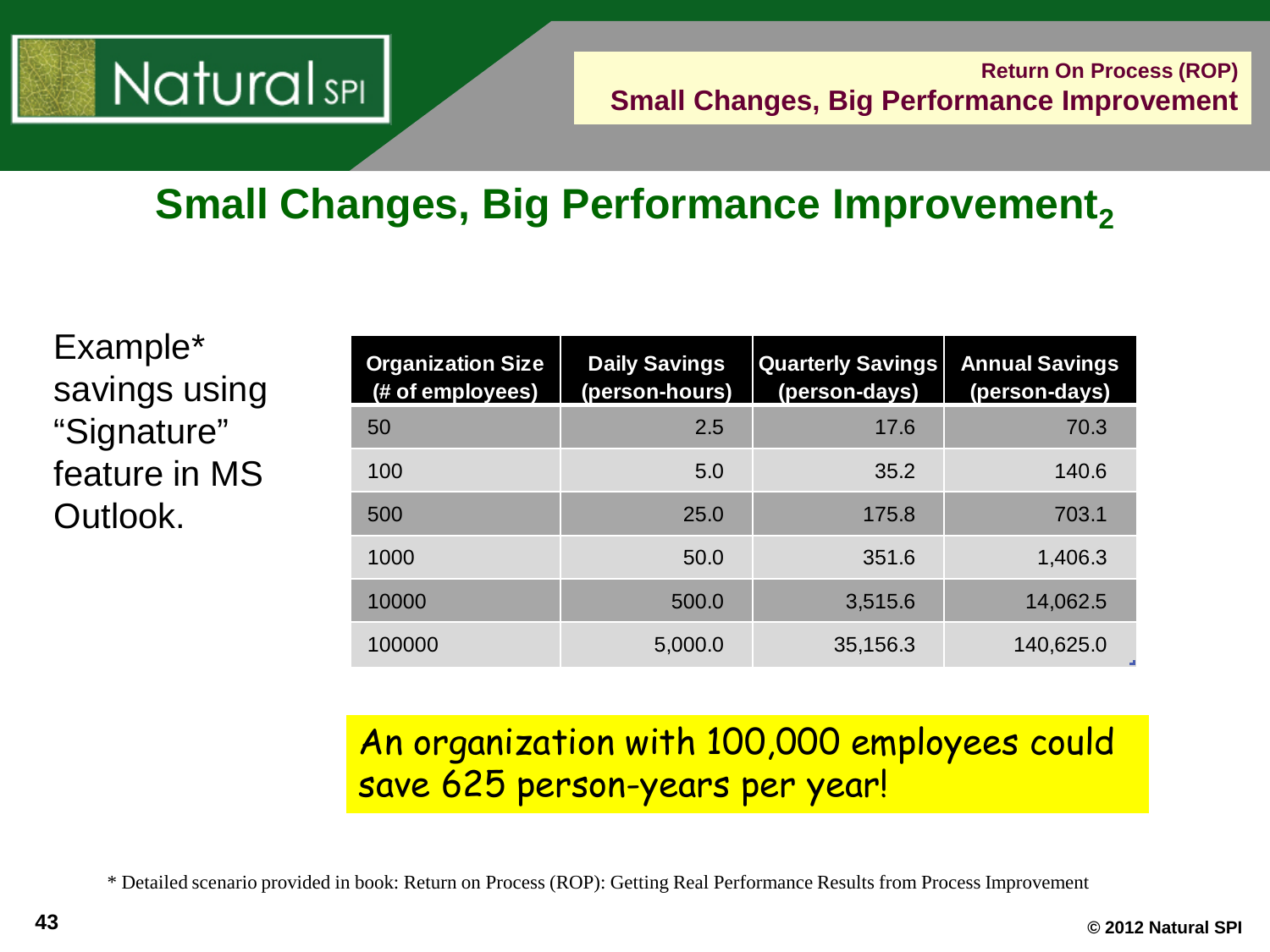## Small Changes, Big Performance Improvement$_2$

Example* savings using "Signature" feature in MS Outlook.

| Organization Size (# of employees) | Daily Savings (person-hours) | Quarterly Savings (person-days) | Annual Savings (person-days) |
|---|---|---|---|
| 50 | 2.5 | 17.6 | 70.3 |
| 100 | 5.0 | 35.2 | 140.6 |
| 500 | 25.0 | 175.8 | 703.1 |
| 1000 | 50.0 | 351.6 | 1,406.3 |
| 10000 | 500.0 | 3,515.6 | 14,062.5 |
| 100000 | 5,000.0 | 35,156.3 | 140,625.0 |

An organization with 100,000 employees could save 625 person-years per year!

* Detailed scenario provided in book: Return on Process (ROP): Getting Real Performance Results from Process Improvement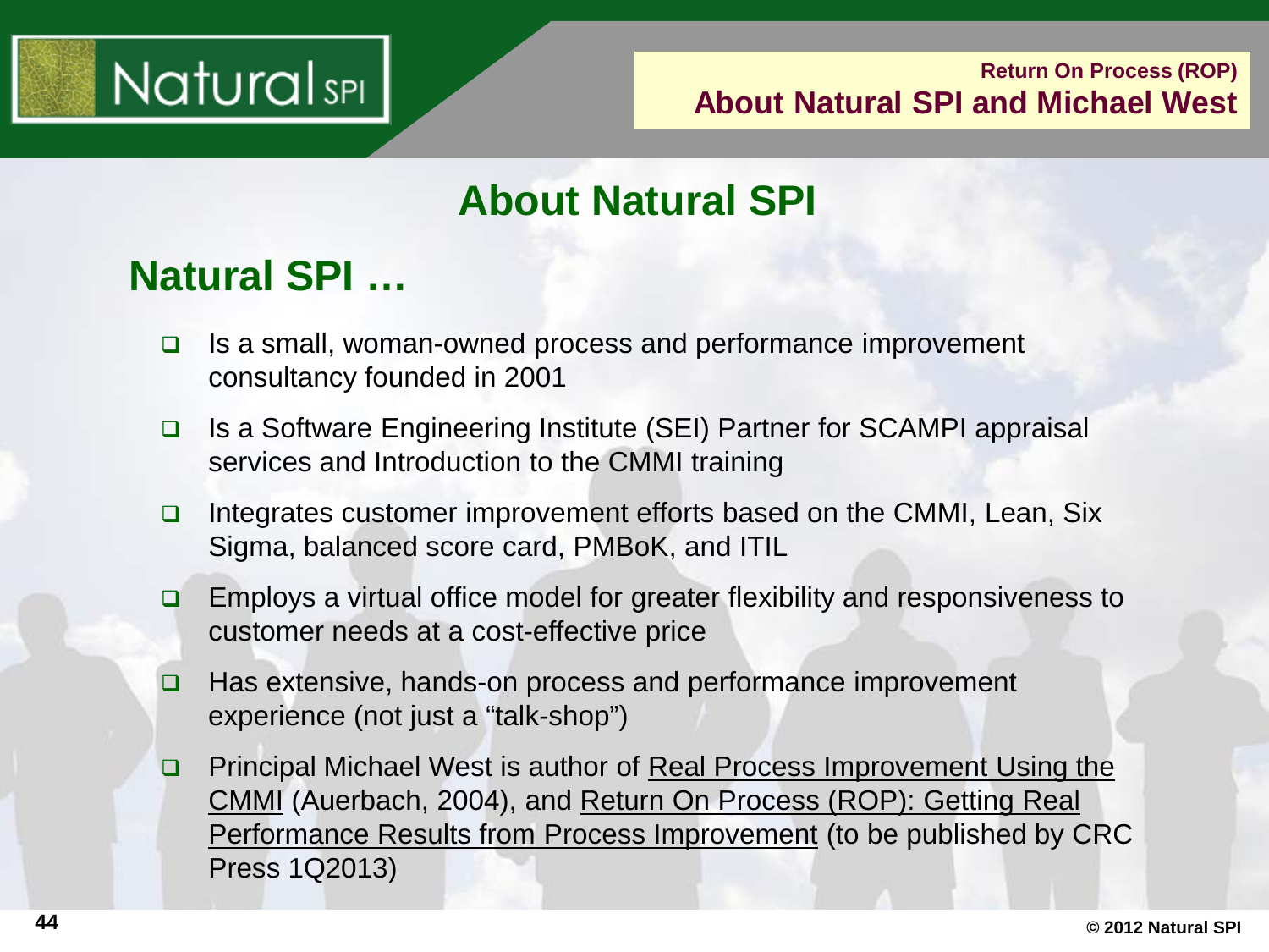# About Natural SPI

## Natural SPI …

- Is a small, woman-owned process and performance improvement consultancy founded in 2001
- Is a Software Engineering Institute (SEI) Partner for SCAMPI appraisal services and Introduction to the CMMI training
- Integrates customer improvement efforts based on the CMMI, Lean, Six Sigma, balanced score card, PMBoK, and ITIL
- Employs a virtual office model for greater flexibility and responsiveness to customer needs at a cost-effective price
- Has extensive, hands-on process and performance improvement experience (not just a "talk-shop")
- Principal Michael West is author of <u>Real Process Improvement Using the CMMI</u> (Auerbach, 2004), and <u>Return On Process (ROP): Getting Real Performance Results from Process Improvement</u> (to be published by CRC Press 1Q2013)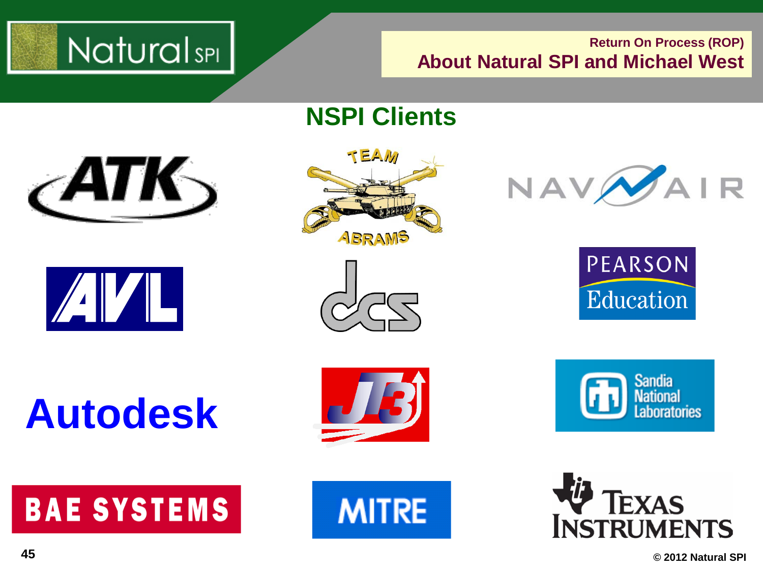Return On Process (ROP)

## About Natural SPI and Michael West

### NSPI Clients

ATK

Team Abrams

NAVAIR

AVL

DCS

Pearson Education

Autodesk

JT3

Sandia National Laboratories

BAE Systems

MITRE

Texas Instruments

© 2012 Natural SPI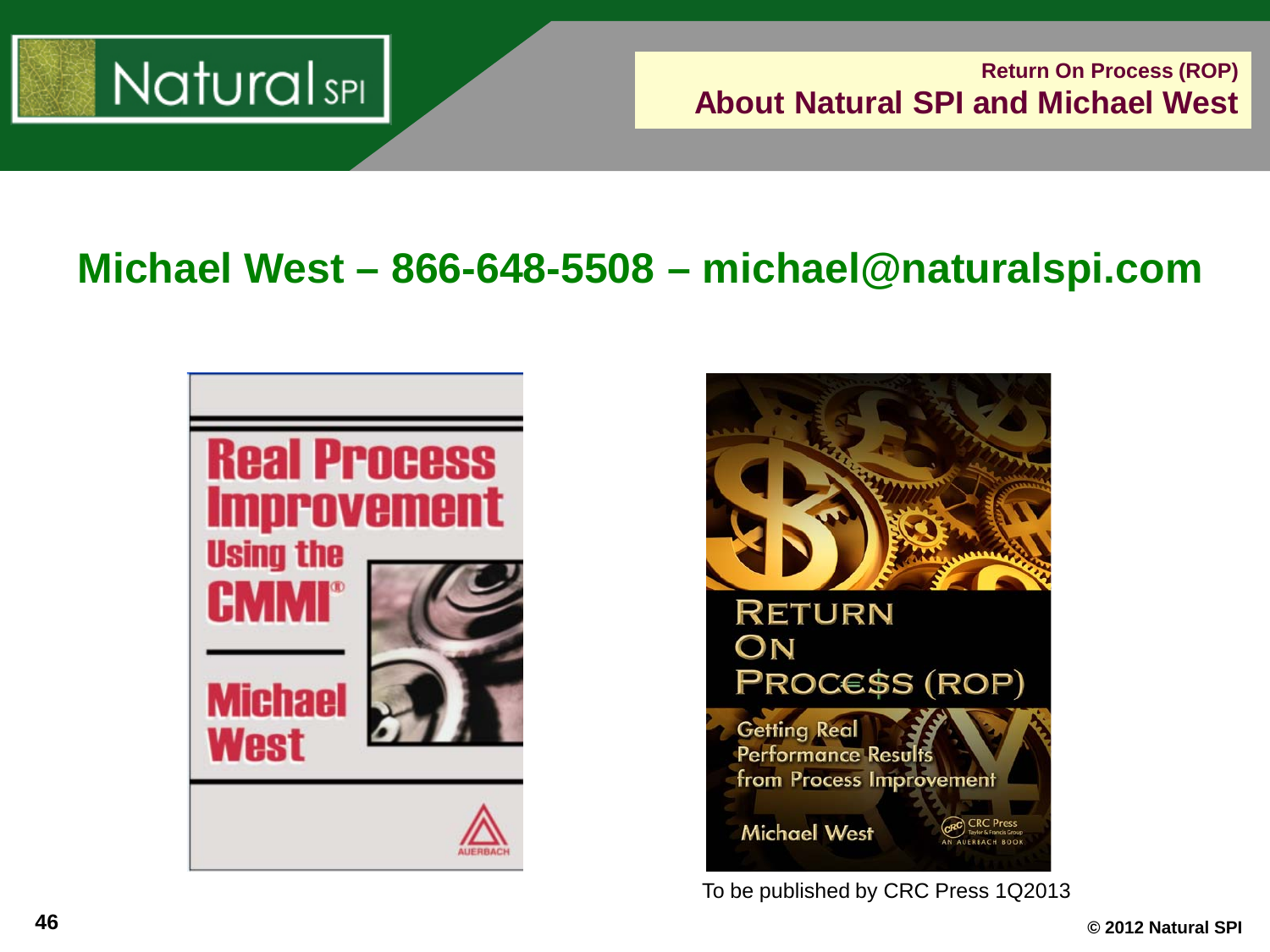Return On Process (ROP)

## About Natural SPI and Michael West

# Michael West – 866-648-5508 – michael@naturalspi.com

Real Process Improvement Using the CMMI®

Michael West

Return On Process (ROP): Getting Real Performance Results from Process Improvement

Michael West

To be published by CRC Press 1Q2013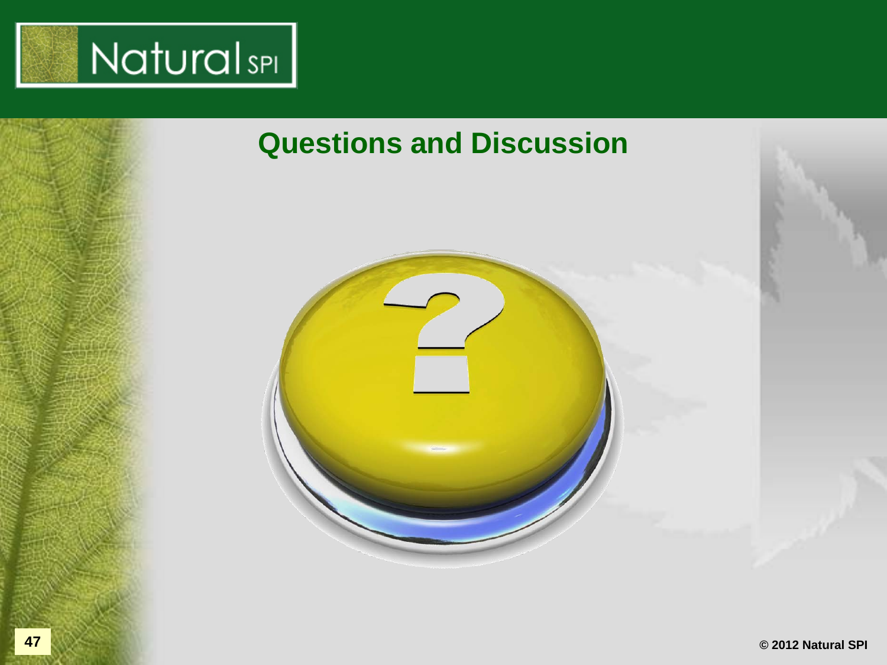## Questions and Discussion